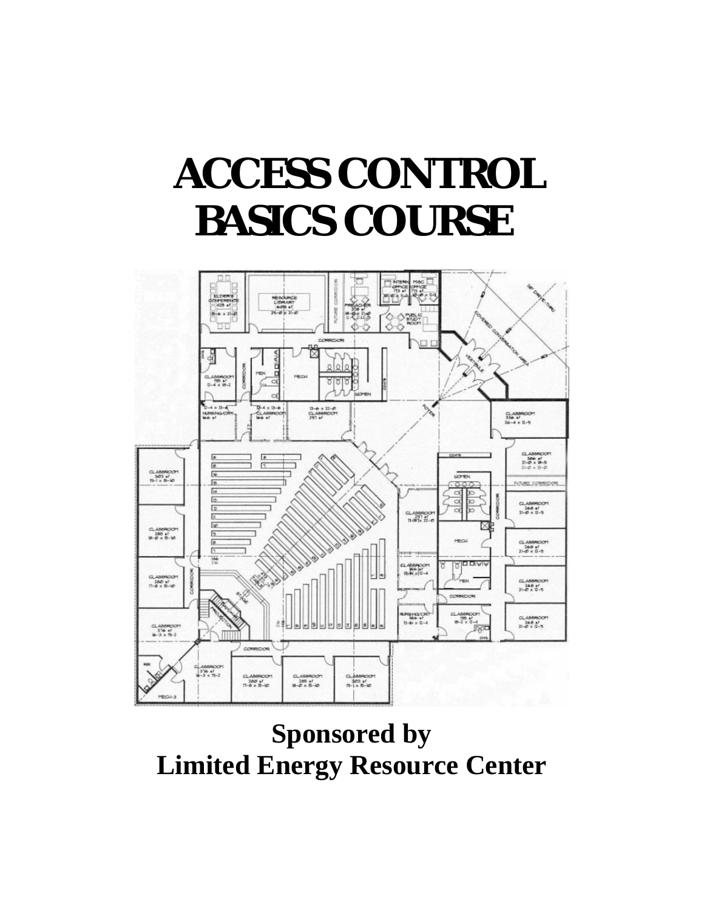# ACCESS CONTROL BASICS COURSE

**Sponsored by**
**Limited Energy Resource Center**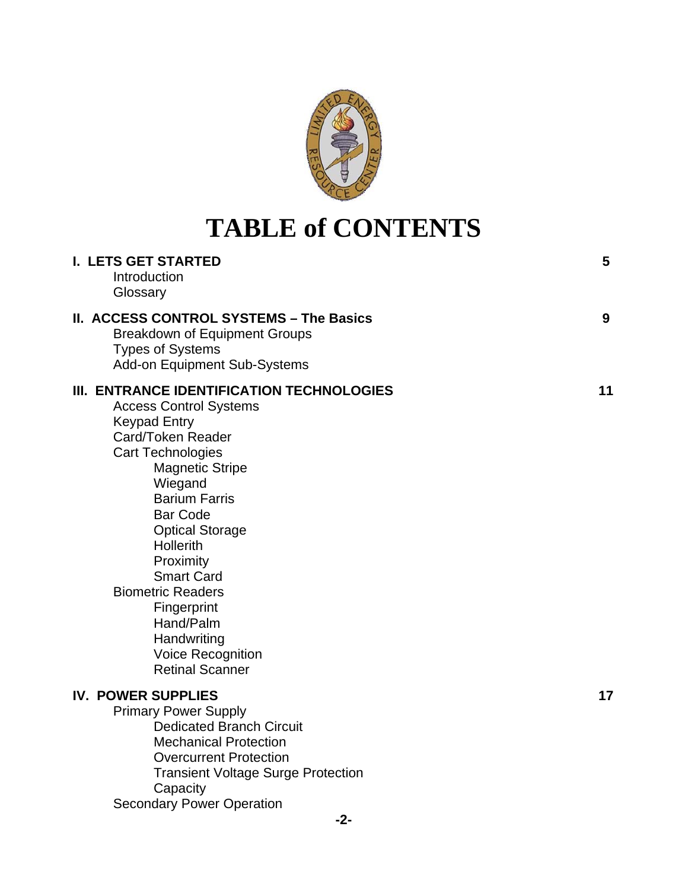# TABLE of CONTENTS

**I. LETS GET STARTED** **5**

- Introduction
- Glossary

**II. ACCESS CONTROL SYSTEMS – The Basics** **9**

- Breakdown of Equipment Groups
- Types of Systems
- Add-on Equipment Sub-Systems

**III. ENTRANCE IDENTIFICATION TECHNOLOGIES** **11**

- Access Control Systems
- Keypad Entry
- Card/Token Reader
- Cart Technologies
  - Magnetic Stripe
  - Wiegand
  - Barium Farris
  - Bar Code
  - Optical Storage
  - Hollerith
  - Proximity
  - Smart Card
- Biometric Readers
  - Fingerprint
  - Hand/Palm
  - Handwriting
  - Voice Recognition
  - Retinal Scanner

**IV. POWER SUPPLIES** **17**

- Primary Power Supply
  - Dedicated Branch Circuit
  - Mechanical Protection
  - Overcurrent Protection
  - Transient Voltage Surge Protection
  - Capacity
- Secondary Power Operation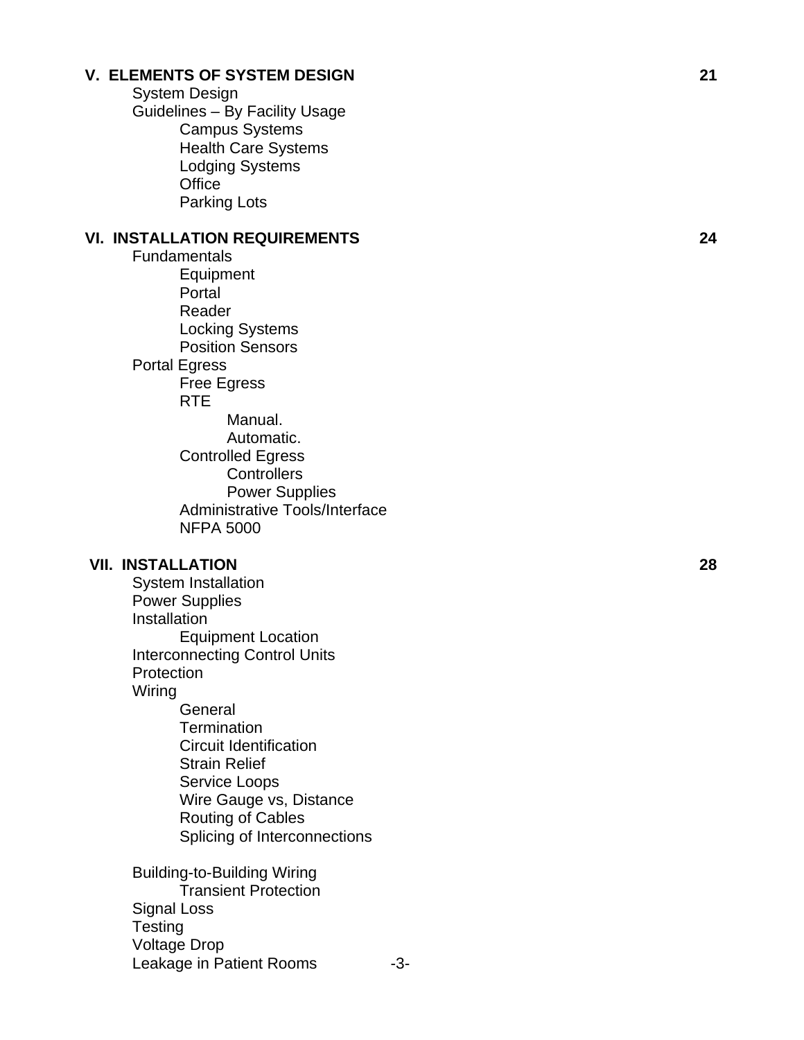**V. ELEMENTS OF SYSTEM DESIGN** **21**

- System Design
- Guidelines – By Facility Usage
  - Campus Systems
  - Health Care Systems
  - Lodging Systems
  - Office
  - Parking Lots

**VI. INSTALLATION REQUIREMENTS** **24**

- Fundamentals
  - Equipment
  - Portal
  - Reader
  - Locking Systems
  - Position Sensors
- Portal Egress
  - Free Egress
  - RTE
    - Manual.
    - Automatic.
  - Controlled Egress
    - Controllers
    - Power Supplies
  - Administrative Tools/Interface
  - NFPA 5000

**VII. INSTALLATION** **28**

- System Installation
- Power Supplies
- Installation
  - Equipment Location
- Interconnecting Control Units
- Protection
- Wiring
  - General
  - Termination
  - Circuit Identification
  - Strain Relief
  - Service Loops
  - Wire Gauge vs, Distance
  - Routing of Cables
  - Splicing of Interconnections

- Building-to-Building Wiring
  - Transient Protection
- Signal Loss
- Testing
- Voltage Drop
- Leakage in Patient Rooms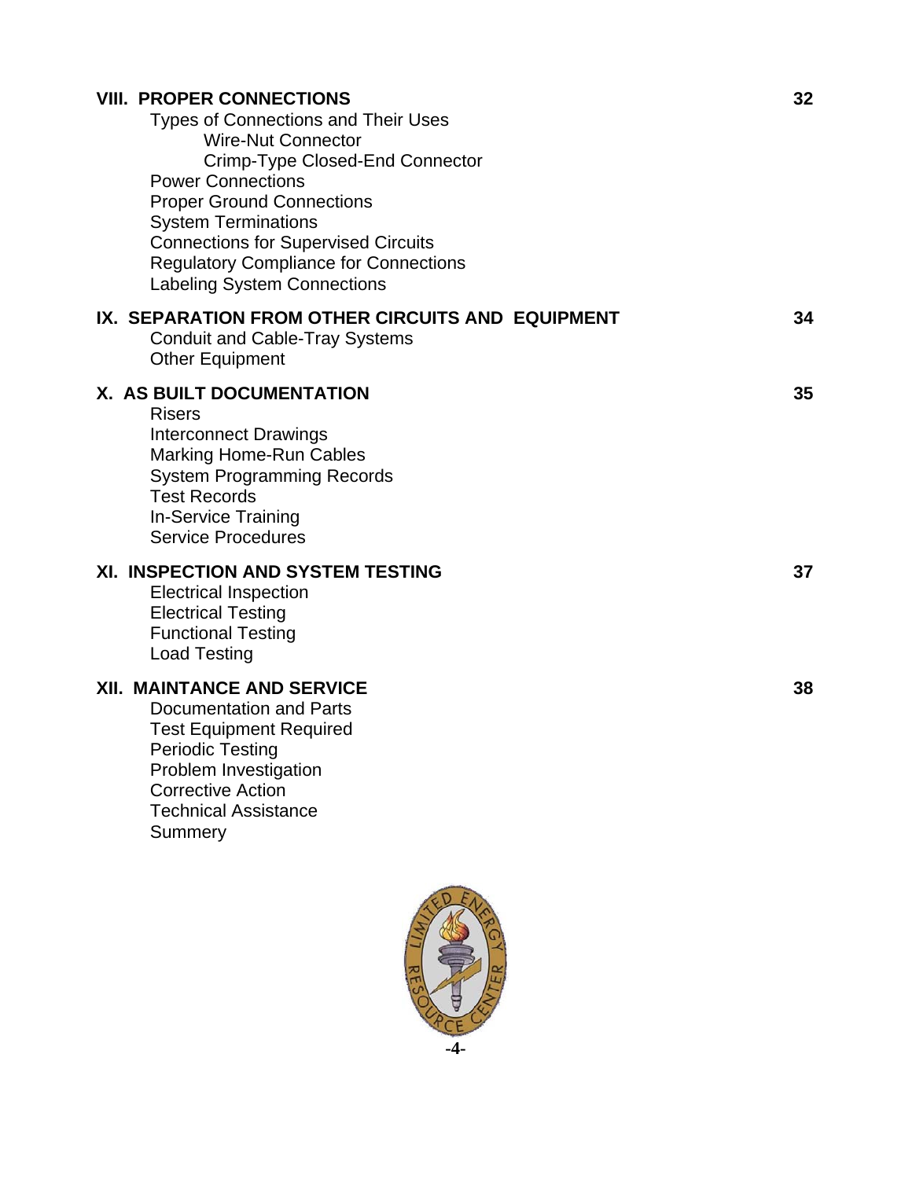**VIII. PROPER CONNECTIONS** 32

- Types of Connections and Their Uses
  - Wire-Nut Connector
  - Crimp-Type Closed-End Connector
- Power Connections
- Proper Ground Connections
- System Terminations
- Connections for Supervised Circuits
- Regulatory Compliance for Connections
- Labeling System Connections

**IX. SEPARATION FROM OTHER CIRCUITS AND EQUIPMENT** 34

- Conduit and Cable-Tray Systems
- Other Equipment

**X. AS BUILT DOCUMENTATION** 35

- Risers
- Interconnect Drawings
- Marking Home-Run Cables
- System Programming Records
- Test Records
- In-Service Training
- Service Procedures

**XI. INSPECTION AND SYSTEM TESTING** 37

- Electrical Inspection
- Electrical Testing
- Functional Testing
- Load Testing

**XII. MAINTANCE AND SERVICE** 38

- Documentation and Parts
- Test Equipment Required
- Periodic Testing
- Problem Investigation
- Corrective Action
- Technical Assistance
- Summery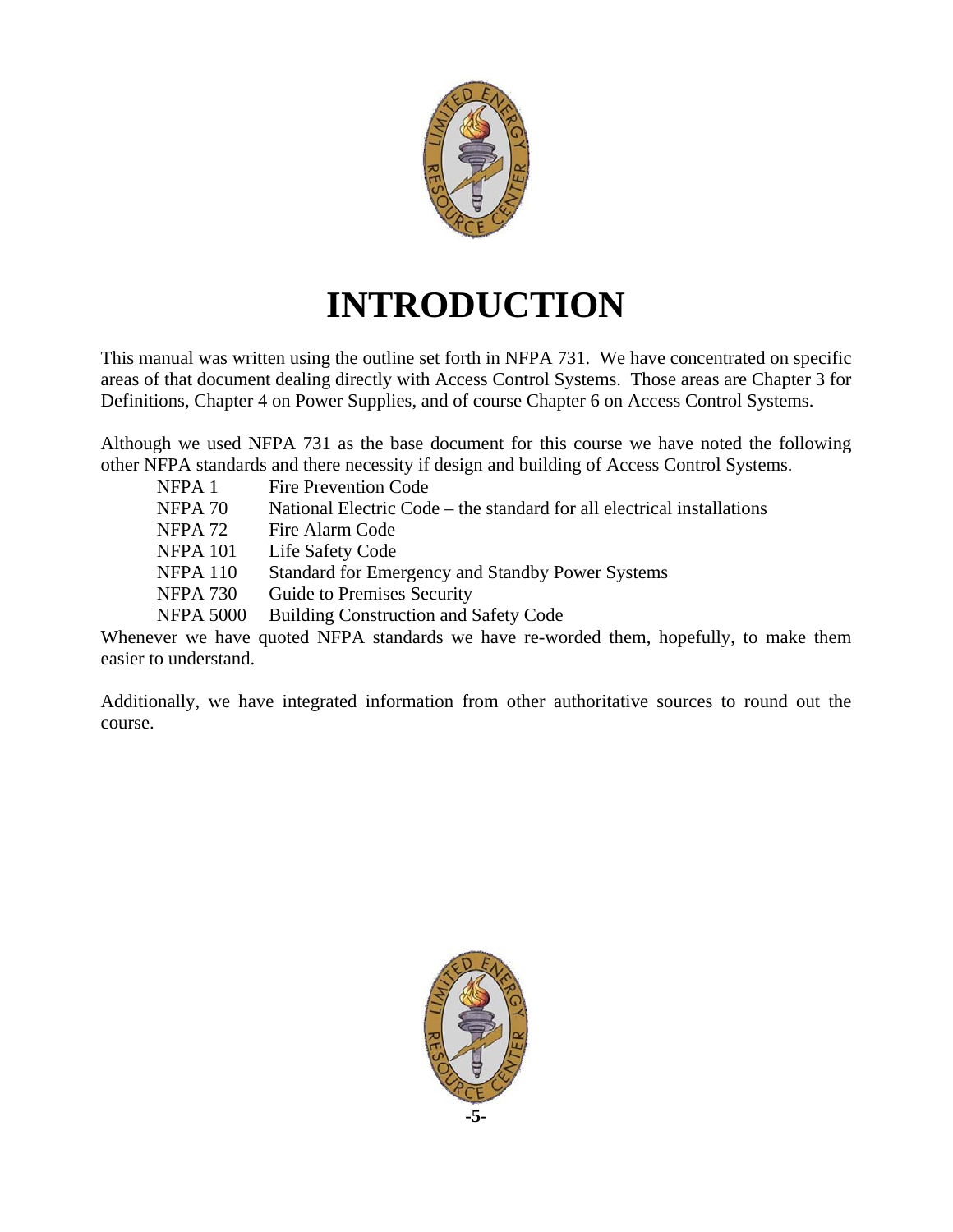# INTRODUCTION

This manual was written using the outline set forth in NFPA 731. We have concentrated on specific areas of that document dealing directly with Access Control Systems. Those areas are Chapter 3 for Definitions, Chapter 4 on Power Supplies, and of course Chapter 6 on Access Control Systems.

Although we used NFPA 731 as the base document for this course we have noted the following other NFPA standards and there necessity if design and building of Access Control Systems.

| | |
|---|---|
| NFPA 1 | Fire Prevention Code |
| NFPA 70 | National Electric Code – the standard for all electrical installations |
| NFPA 72 | Fire Alarm Code |
| NFPA 101 | Life Safety Code |
| NFPA 110 | Standard for Emergency and Standby Power Systems |
| NFPA 730 | Guide to Premises Security |
| NFPA 5000 | Building Construction and Safety Code |

Whenever we have quoted NFPA standards we have re-worded them, hopefully, to make them easier to understand.

Additionally, we have integrated information from other authoritative sources to round out the course.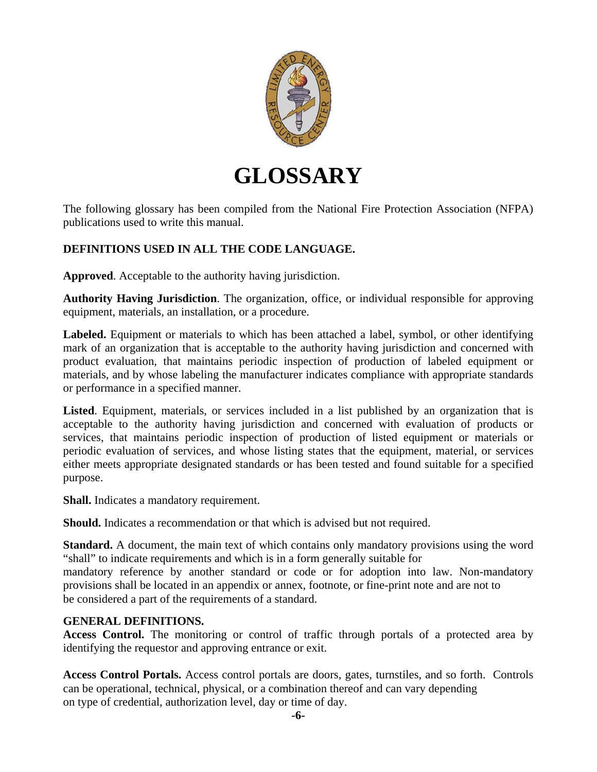# GLOSSARY

The following glossary has been compiled from the National Fire Protection Association (NFPA) publications used to write this manual.

**DEFINITIONS USED IN ALL THE CODE LANGUAGE.**

**Approved**. Acceptable to the authority having jurisdiction.

**Authority Having Jurisdiction**. The organization, office, or individual responsible for approving equipment, materials, an installation, or a procedure.

**Labeled.** Equipment or materials to which has been attached a label, symbol, or other identifying mark of an organization that is acceptable to the authority having jurisdiction and concerned with product evaluation, that maintains periodic inspection of production of labeled equipment or materials, and by whose labeling the manufacturer indicates compliance with appropriate standards or performance in a specified manner.

**Listed**. Equipment, materials, or services included in a list published by an organization that is acceptable to the authority having jurisdiction and concerned with evaluation of products or services, that maintains periodic inspection of production of listed equipment or materials or periodic evaluation of services, and whose listing states that the equipment, material, or services either meets appropriate designated standards or has been tested and found suitable for a specified purpose.

**Shall.** Indicates a mandatory requirement.

**Should.** Indicates a recommendation or that which is advised but not required.

**Standard.** A document, the main text of which contains only mandatory provisions using the word "shall" to indicate requirements and which is in a form generally suitable for mandatory reference by another standard or code or for adoption into law. Non-mandatory provisions shall be located in an appendix or annex, footnote, or fine-print note and are not to be considered a part of the requirements of a standard.

**GENERAL DEFINITIONS.**

**Access Control.** The monitoring or control of traffic through portals of a protected area by identifying the requestor and approving entrance or exit.

**Access Control Portals.** Access control portals are doors, gates, turnstiles, and so forth. Controls can be operational, technical, physical, or a combination thereof and can vary depending on type of credential, authorization level, day or time of day.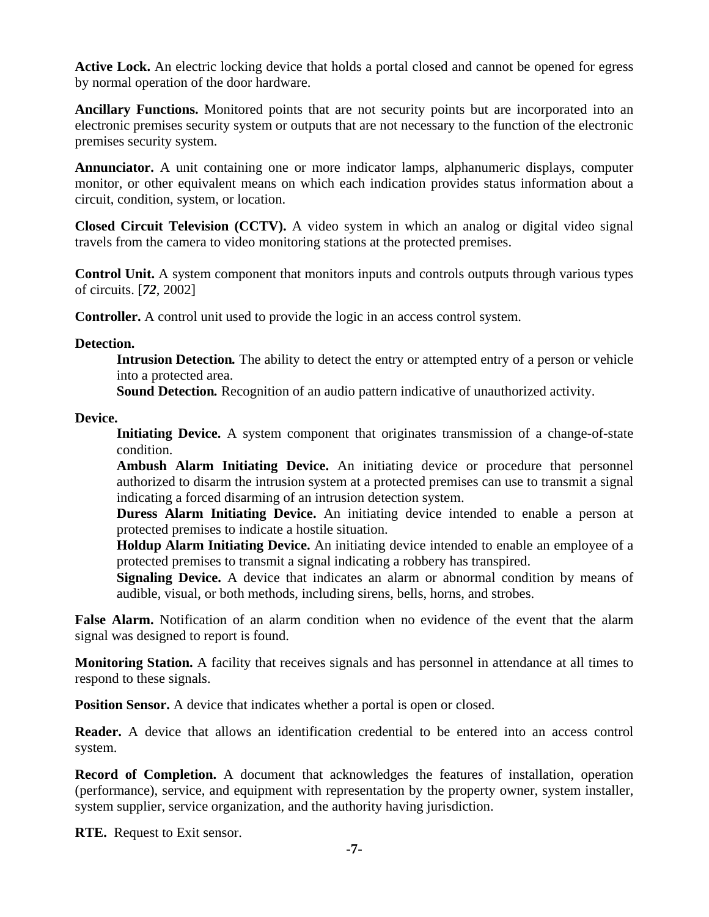**Active Lock.** An electric locking device that holds a portal closed and cannot be opened for egress by normal operation of the door hardware.

**Ancillary Functions.** Monitored points that are not security points but are incorporated into an electronic premises security system or outputs that are not necessary to the function of the electronic premises security system.

**Annunciator.** A unit containing one or more indicator lamps, alphanumeric displays, computer monitor, or other equivalent means on which each indication provides status information about a circuit, condition, system, or location.

**Closed Circuit Television (CCTV).** A video system in which an analog or digital video signal travels from the camera to video monitoring stations at the protected premises.

**Control Unit.** A system component that monitors inputs and controls outputs through various types of circuits. [***72***, 2002]

**Controller.** A control unit used to provide the logic in an access control system.

**Detection.**

> ***Intrusion Detection.*** The ability to detect the entry or attempted entry of a person or vehicle into a protected area.
>
> ***Sound Detection.*** Recognition of an audio pattern indicative of unauthorized activity.

**Device.**

> **Initiating Device.** A system component that originates transmission of a change-of-state condition.
>
> **Ambush Alarm Initiating Device.** An initiating device or procedure that personnel authorized to disarm the intrusion system at a protected premises can use to transmit a signal indicating a forced disarming of an intrusion detection system.
>
> **Duress Alarm Initiating Device.** An initiating device intended to enable a person at protected premises to indicate a hostile situation.
>
> **Holdup Alarm Initiating Device.** An initiating device intended to enable an employee of a protected premises to transmit a signal indicating a robbery has transpired.
>
> **Signaling Device.** A device that indicates an alarm or abnormal condition by means of audible, visual, or both methods, including sirens, bells, horns, and strobes.

**False Alarm.** Notification of an alarm condition when no evidence of the event that the alarm signal was designed to report is found.

**Monitoring Station.** A facility that receives signals and has personnel in attendance at all times to respond to these signals.

**Position Sensor.** A device that indicates whether a portal is open or closed.

**Reader.** A device that allows an identification credential to be entered into an access control system.

**Record of Completion.** A document that acknowledges the features of installation, operation (performance), service, and equipment with representation by the property owner, system installer, system supplier, service organization, and the authority having jurisdiction.

**RTE.** Request to Exit sensor.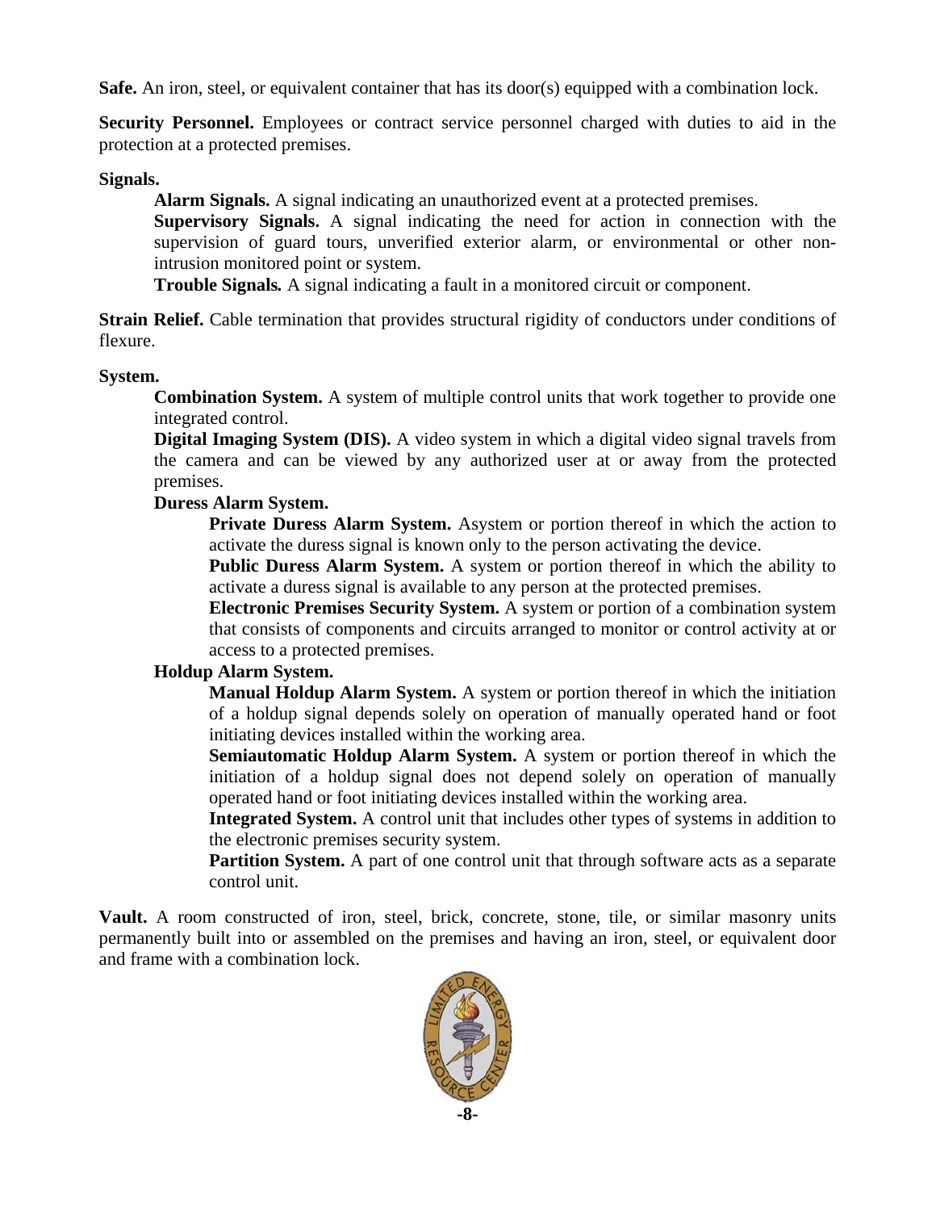**Safe.** An iron, steel, or equivalent container that has its door(s) equipped with a combination lock.

**Security Personnel.** Employees or contract service personnel charged with duties to aid in the protection at a protected premises.

**Signals.**

> **Alarm Signals.** A signal indicating an unauthorized event at a protected premises.
>
> **Supervisory Signals.** A signal indicating the need for action in connection with the supervision of guard tours, unverified exterior alarm, or environmental or other non-intrusion monitored point or system.
>
> **Trouble Signals.** A signal indicating a fault in a monitored circuit or component.

**Strain Relief.** Cable termination that provides structural rigidity of conductors under conditions of flexure.

**System.**

> **Combination System.** A system of multiple control units that work together to provide one integrated control.
>
> **Digital Imaging System (DIS).** A video system in which a digital video signal travels from the camera and can be viewed by any authorized user at or away from the protected premises.
>
> **Duress Alarm System.**
>
> > **Private Duress Alarm System.** Asystem or portion thereof in which the action to activate the duress signal is known only to the person activating the device.
> >
> > **Public Duress Alarm System.** A system or portion thereof in which the ability to activate a duress signal is available to any person at the protected premises.
> >
> > **Electronic Premises Security System.** A system or portion of a combination system that consists of components and circuits arranged to monitor or control activity at or access to a protected premises.
>
> **Holdup Alarm System.**
>
> > **Manual Holdup Alarm System.** A system or portion thereof in which the initiation of a holdup signal depends solely on operation of manually operated hand or foot initiating devices installed within the working area.
> >
> > **Semiautomatic Holdup Alarm System.** A system or portion thereof in which the initiation of a holdup signal does not depend solely on operation of manually operated hand or foot initiating devices installed within the working area.
> >
> > **Integrated System.** A control unit that includes other types of systems in addition to the electronic premises security system.
> >
> > **Partition System.** A part of one control unit that through software acts as a separate control unit.

**Vault.** A room constructed of iron, steel, brick, concrete, stone, tile, or similar masonry units permanently built into or assembled on the premises and having an iron, steel, or equivalent door and frame with a combination lock.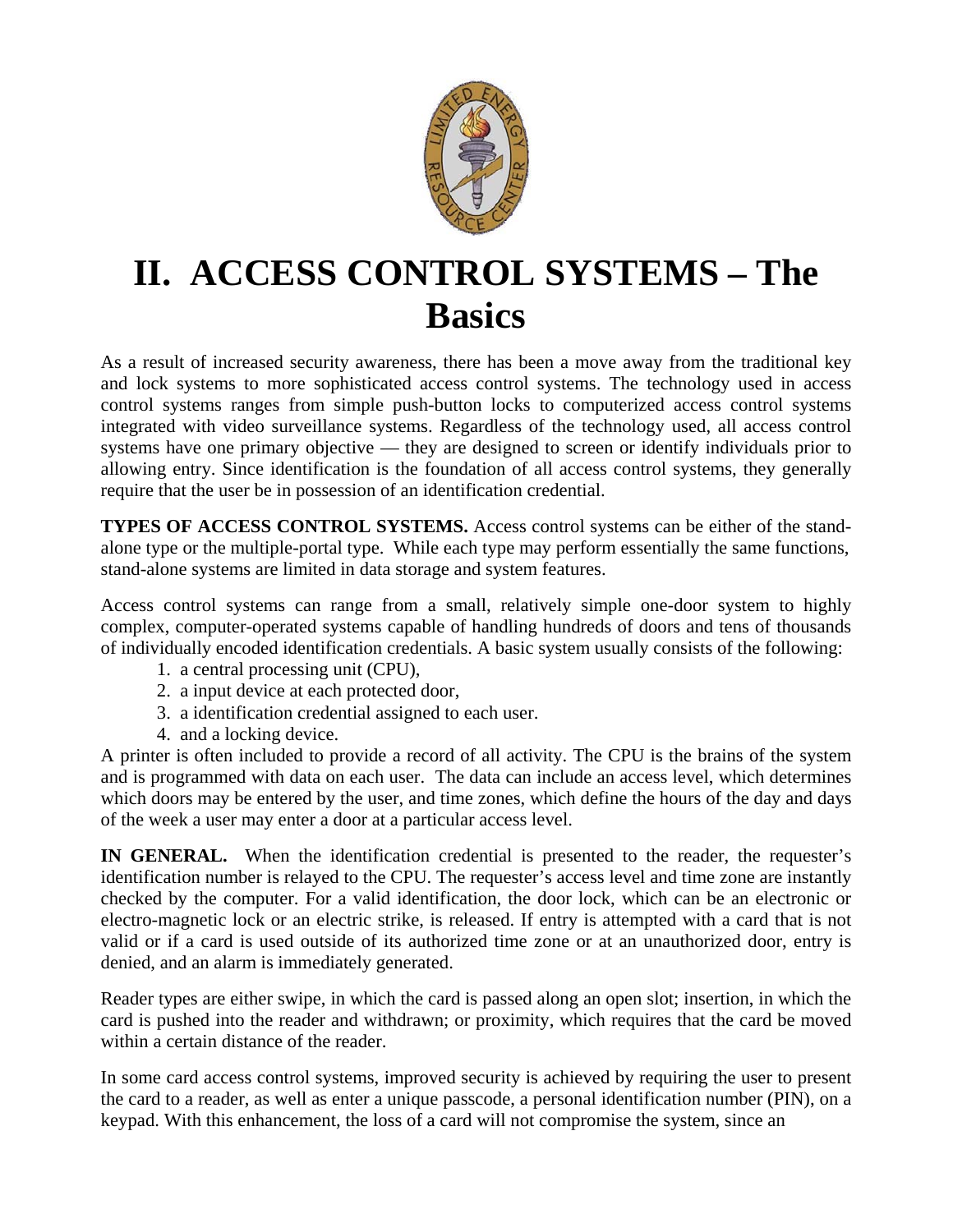# II. ACCESS CONTROL SYSTEMS – The Basics

As a result of increased security awareness, there has been a move away from the traditional key and lock systems to more sophisticated access control systems. The technology used in access control systems ranges from simple push-button locks to computerized access control systems integrated with video surveillance systems. Regardless of the technology used, all access control systems have one primary objective — they are designed to screen or identify individuals prior to allowing entry. Since identification is the foundation of all access control systems, they generally require that the user be in possession of an identification credential.

**TYPES OF ACCESS CONTROL SYSTEMS.** Access control systems can be either of the stand-alone type or the multiple-portal type. While each type may perform essentially the same functions, stand-alone systems are limited in data storage and system features.

Access control systems can range from a small, relatively simple one-door system to highly complex, computer-operated systems capable of handling hundreds of doors and tens of thousands of individually encoded identification credentials. A basic system usually consists of the following:

1. a central processing unit (CPU),
2. a input device at each protected door,
3. a identification credential assigned to each user.
4. and a locking device.

A printer is often included to provide a record of all activity. The CPU is the brains of the system and is programmed with data on each user. The data can include an access level, which determines which doors may be entered by the user, and time zones, which define the hours of the day and days of the week a user may enter a door at a particular access level.

**IN GENERAL.** When the identification credential is presented to the reader, the requester's identification number is relayed to the CPU. The requester's access level and time zone are instantly checked by the computer. For a valid identification, the door lock, which can be an electronic or electro-magnetic lock or an electric strike, is released. If entry is attempted with a card that is not valid or if a card is used outside of its authorized time zone or at an unauthorized door, entry is denied, and an alarm is immediately generated.

Reader types are either swipe, in which the card is passed along an open slot; insertion, in which the card is pushed into the reader and withdrawn; or proximity, which requires that the card be moved within a certain distance of the reader.

In some card access control systems, improved security is achieved by requiring the user to present the card to a reader, as well as enter a unique passcode, a personal identification number (PIN), on a keypad. With this enhancement, the loss of a card will not compromise the system, since an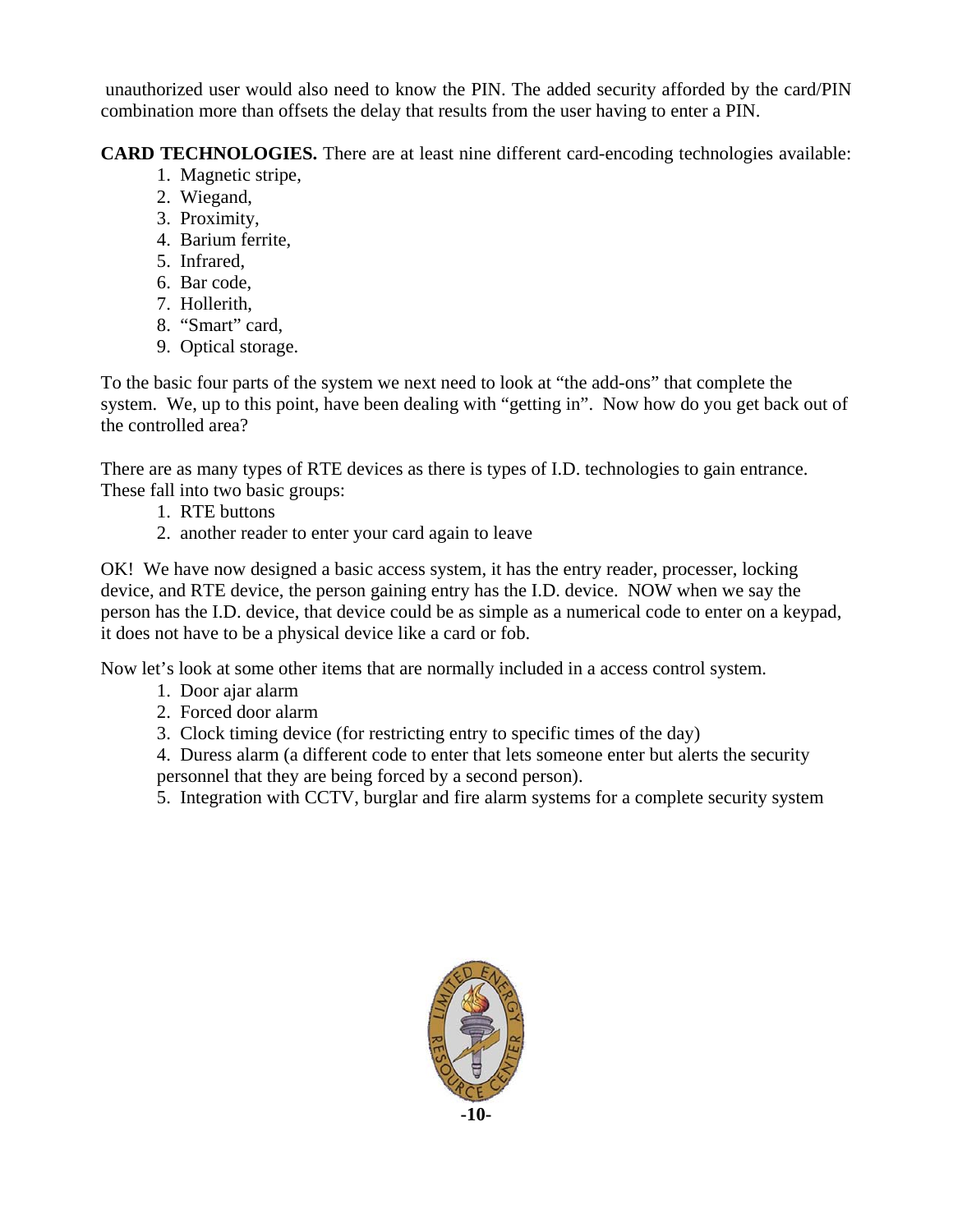unauthorized user would also need to know the PIN. The added security afforded by the card/PIN combination more than offsets the delay that results from the user having to enter a PIN.

**CARD TECHNOLOGIES.** There are at least nine different card-encoding technologies available:

1. Magnetic stripe,
2. Wiegand,
3. Proximity,
4. Barium ferrite,
5. Infrared,
6. Bar code,
7. Hollerith,
8. “Smart” card,
9. Optical storage.

To the basic four parts of the system we next need to look at “the add-ons” that complete the system. We, up to this point, have been dealing with “getting in”. Now how do you get back out of the controlled area?

There are as many types of RTE devices as there is types of I.D. technologies to gain entrance. These fall into two basic groups:

1. RTE buttons
2. another reader to enter your card again to leave

OK! We have now designed a basic access system, it has the entry reader, processer, locking device, and RTE device, the person gaining entry has the I.D. device. NOW when we say the person has the I.D. device, that device could be as simple as a numerical code to enter on a keypad, it does not have to be a physical device like a card or fob.

Now let’s look at some other items that are normally included in a access control system.

1. Door ajar alarm
2. Forced door alarm
3. Clock timing device (for restricting entry to specific times of the day)
4. Duress alarm (a different code to enter that lets someone enter but alerts the security personnel that they are being forced by a second person).
5. Integration with CCTV, burglar and fire alarm systems for a complete security system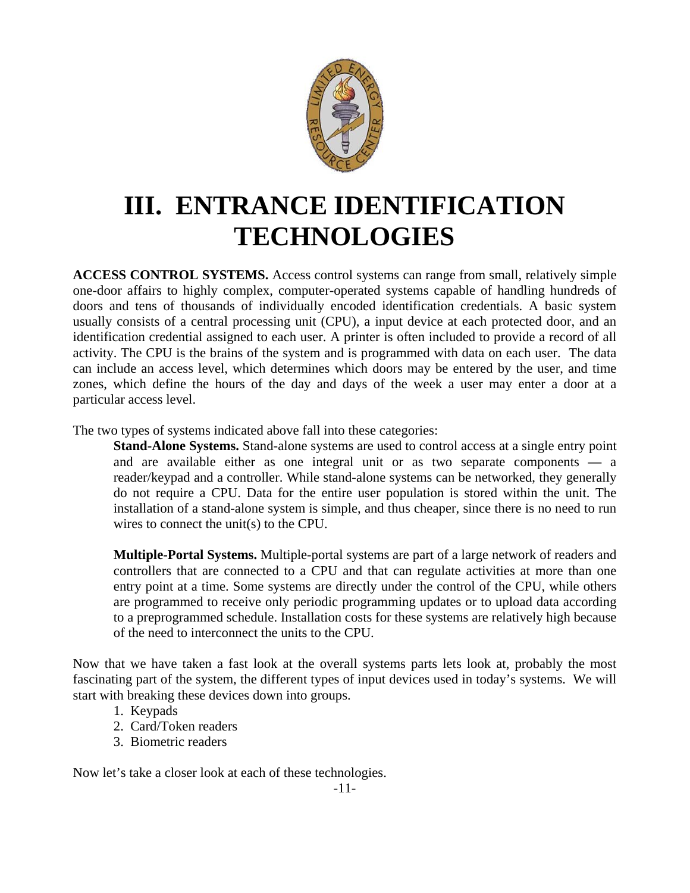# III. ENTRANCE IDENTIFICATION TECHNOLOGIES

**ACCESS CONTROL SYSTEMS.** Access control systems can range from small, relatively simple one-door affairs to highly complex, computer-operated systems capable of handling hundreds of doors and tens of thousands of individually encoded identification credentials. A basic system usually consists of a central processing unit (CPU), a input device at each protected door, and an identification credential assigned to each user. A printer is often included to provide a record of all activity. The CPU is the brains of the system and is programmed with data on each user. The data can include an access level, which determines which doors may be entered by the user, and time zones, which define the hours of the day and days of the week a user may enter a door at a particular access level.

The two types of systems indicated above fall into these categories:

> **Stand-Alone Systems.** Stand-alone systems are used to control access at a single entry point and are available either as one integral unit or as two separate components — a reader/keypad and a controller. While stand-alone systems can be networked, they generally do not require a CPU. Data for the entire user population is stored within the unit. The installation of a stand-alone system is simple, and thus cheaper, since there is no need to run wires to connect the unit(s) to the CPU.
>
> **Multiple-Portal Systems.** Multiple-portal systems are part of a large network of readers and controllers that are connected to a CPU and that can regulate activities at more than one entry point at a time. Some systems are directly under the control of the CPU, while others are programmed to receive only periodic programming updates or to upload data according to a preprogrammed schedule. Installation costs for these systems are relatively high because of the need to interconnect the units to the CPU.

Now that we have taken a fast look at the overall systems parts lets look at, probably the most fascinating part of the system, the different types of input devices used in today's systems. We will start with breaking these devices down into groups.

1. Keypads
2. Card/Token readers
3. Biometric readers

Now let's take a closer look at each of these technologies.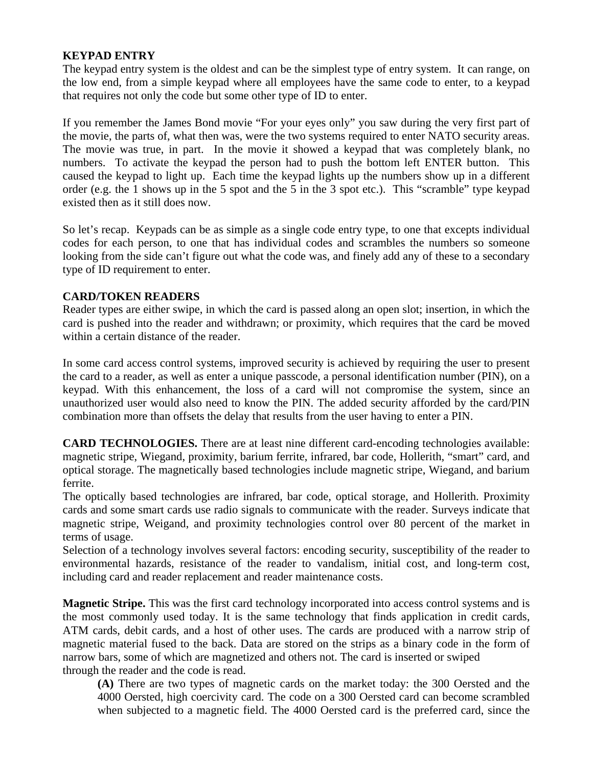**KEYPAD ENTRY**

The keypad entry system is the oldest and can be the simplest type of entry system. It can range, on the low end, from a simple keypad where all employees have the same code to enter, to a keypad that requires not only the code but some other type of ID to enter.

If you remember the James Bond movie "For your eyes only" you saw during the very first part of the movie, the parts of, what then was, were the two systems required to enter NATO security areas. The movie was true, in part. In the movie it showed a keypad that was completely blank, no numbers. To activate the keypad the person had to push the bottom left ENTER button. This caused the keypad to light up. Each time the keypad lights up the numbers show up in a different order (e.g. the 1 shows up in the 5 spot and the 5 in the 3 spot etc.). This "scramble" type keypad existed then as it still does now.

So let's recap. Keypads can be as simple as a single code entry type, to one that excepts individual codes for each person, to one that has individual codes and scrambles the numbers so someone looking from the side can't figure out what the code was, and finely add any of these to a secondary type of ID requirement to enter.

**CARD/TOKEN READERS**

Reader types are either swipe, in which the card is passed along an open slot; insertion, in which the card is pushed into the reader and withdrawn; or proximity, which requires that the card be moved within a certain distance of the reader.

In some card access control systems, improved security is achieved by requiring the user to present the card to a reader, as well as enter a unique passcode, a personal identification number (PIN), on a keypad. With this enhancement, the loss of a card will not compromise the system, since an unauthorized user would also need to know the PIN. The added security afforded by the card/PIN combination more than offsets the delay that results from the user having to enter a PIN.

**CARD TECHNOLOGIES.** There are at least nine different card-encoding technologies available: magnetic stripe, Wiegand, proximity, barium ferrite, infrared, bar code, Hollerith, "smart" card, and optical storage. The magnetically based technologies include magnetic stripe, Wiegand, and barium ferrite.

The optically based technologies are infrared, bar code, optical storage, and Hollerith. Proximity cards and some smart cards use radio signals to communicate with the reader. Surveys indicate that magnetic stripe, Weigand, and proximity technologies control over 80 percent of the market in terms of usage.

Selection of a technology involves several factors: encoding security, susceptibility of the reader to environmental hazards, resistance of the reader to vandalism, initial cost, and long-term cost, including card and reader replacement and reader maintenance costs.

**Magnetic Stripe.** This was the first card technology incorporated into access control systems and is the most commonly used today. It is the same technology that finds application in credit cards, ATM cards, debit cards, and a host of other uses. The cards are produced with a narrow strip of magnetic material fused to the back. Data are stored on the strips as a binary code in the form of narrow bars, some of which are magnetized and others not. The card is inserted or swiped through the reader and the code is read.

> **(A)** There are two types of magnetic cards on the market today: the 300 Oersted and the 4000 Oersted, high coercivity card. The code on a 300 Oersted card can become scrambled when subjected to a magnetic field. The 4000 Oersted card is the preferred card, since the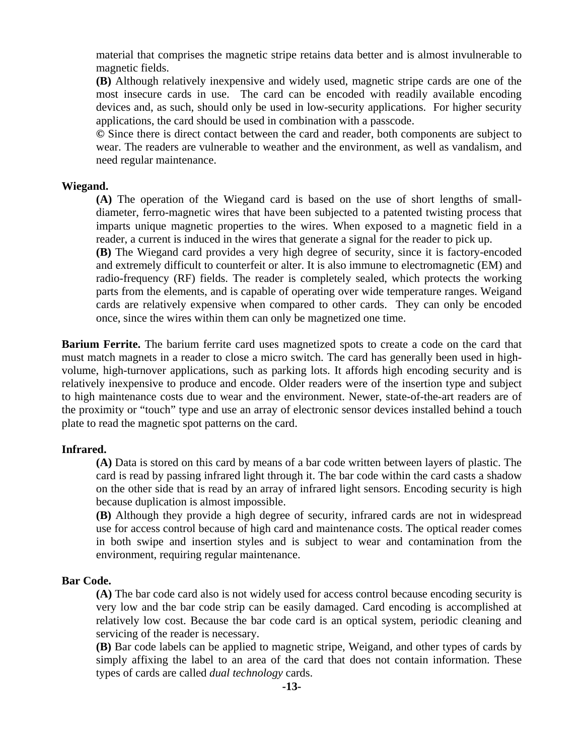material that comprises the magnetic stripe retains data better and is almost invulnerable to magnetic fields.

**(B)** Although relatively inexpensive and widely used, magnetic stripe cards are one of the most insecure cards in use. The card can be encoded with readily available encoding devices and, as such, should only be used in low-security applications. For higher security applications, the card should be used in combination with a passcode.

© Since there is direct contact between the card and reader, both components are subject to wear. The readers are vulnerable to weather and the environment, as well as vandalism, and need regular maintenance.

**Wiegand.**

**(A)** The operation of the Wiegand card is based on the use of short lengths of small-diameter, ferro-magnetic wires that have been subjected to a patented twisting process that imparts unique magnetic properties to the wires. When exposed to a magnetic field in a reader, a current is induced in the wires that generate a signal for the reader to pick up.

**(B)** The Wiegand card provides a very high degree of security, since it is factory-encoded and extremely difficult to counterfeit or alter. It is also immune to electromagnetic (EM) and radio-frequency (RF) fields. The reader is completely sealed, which protects the working parts from the elements, and is capable of operating over wide temperature ranges. Weigand cards are relatively expensive when compared to other cards. They can only be encoded once, since the wires within them can only be magnetized one time.

**Barium Ferrite.** The barium ferrite card uses magnetized spots to create a code on the card that must match magnets in a reader to close a micro switch. The card has generally been used in high-volume, high-turnover applications, such as parking lots. It affords high encoding security and is relatively inexpensive to produce and encode. Older readers were of the insertion type and subject to high maintenance costs due to wear and the environment. Newer, state-of-the-art readers are of the proximity or "touch" type and use an array of electronic sensor devices installed behind a touch plate to read the magnetic spot patterns on the card.

**Infrared.**

**(A)** Data is stored on this card by means of a bar code written between layers of plastic. The card is read by passing infrared light through it. The bar code within the card casts a shadow on the other side that is read by an array of infrared light sensors. Encoding security is high because duplication is almost impossible.

**(B)** Although they provide a high degree of security, infrared cards are not in widespread use for access control because of high card and maintenance costs. The optical reader comes in both swipe and insertion styles and is subject to wear and contamination from the environment, requiring regular maintenance.

**Bar Code.**

**(A)** The bar code card also is not widely used for access control because encoding security is very low and the bar code strip can be easily damaged. Card encoding is accomplished at relatively low cost. Because the bar code card is an optical system, periodic cleaning and servicing of the reader is necessary.

**(B)** Bar code labels can be applied to magnetic stripe, Weigand, and other types of cards by simply affixing the label to an area of the card that does not contain information. These types of cards are called *dual technology* cards.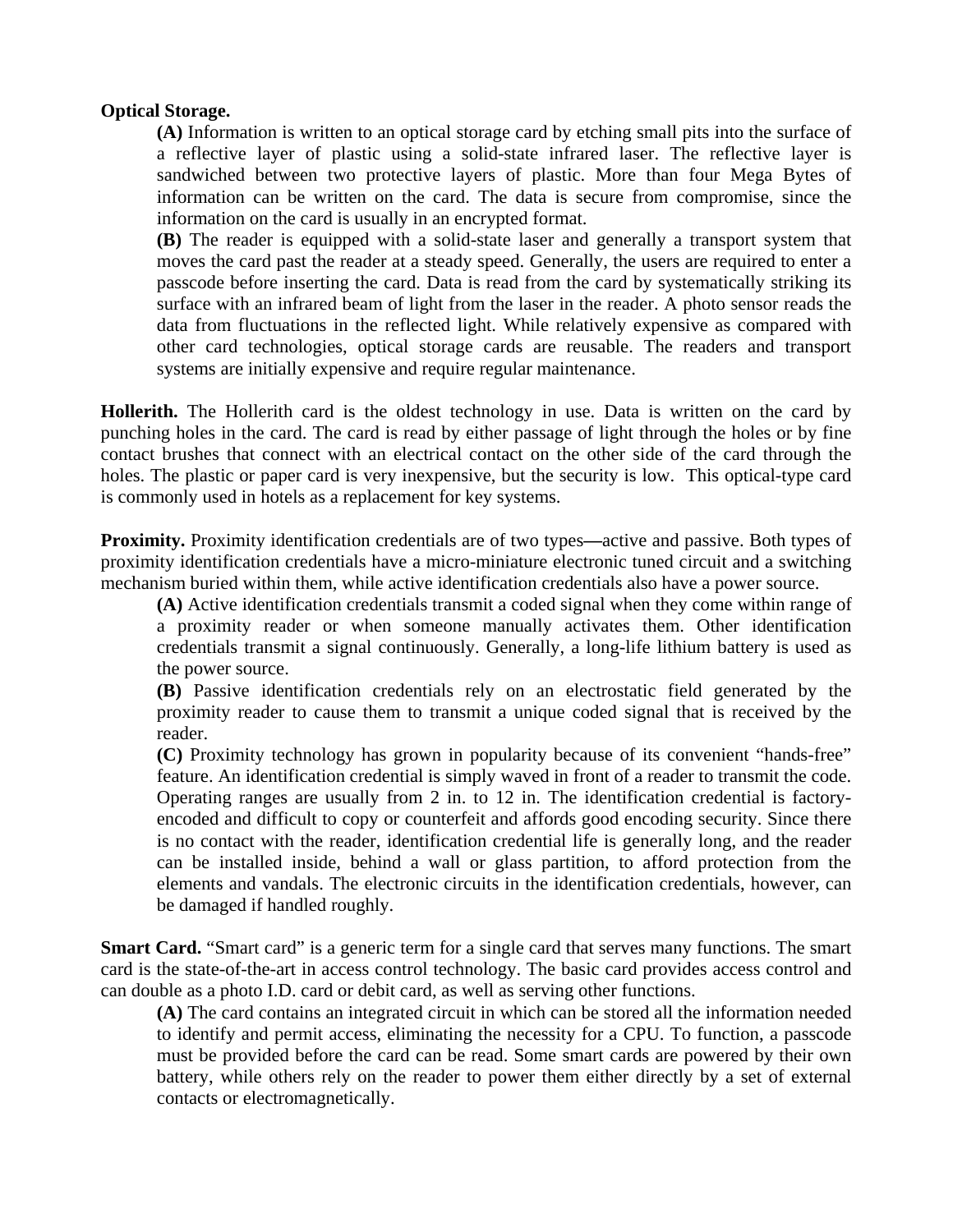**Optical Storage.**

**(A)** Information is written to an optical storage card by etching small pits into the surface of a reflective layer of plastic using a solid-state infrared laser. The reflective layer is sandwiched between two protective layers of plastic. More than four Mega Bytes of information can be written on the card. The data is secure from compromise, since the information on the card is usually in an encrypted format.

**(B)** The reader is equipped with a solid-state laser and generally a transport system that moves the card past the reader at a steady speed. Generally, the users are required to enter a passcode before inserting the card. Data is read from the card by systematically striking its surface with an infrared beam of light from the laser in the reader. A photo sensor reads the data from fluctuations in the reflected light. While relatively expensive as compared with other card technologies, optical storage cards are reusable. The readers and transport systems are initially expensive and require regular maintenance.

**Hollerith.** The Hollerith card is the oldest technology in use. Data is written on the card by punching holes in the card. The card is read by either passage of light through the holes or by fine contact brushes that connect with an electrical contact on the other side of the card through the holes. The plastic or paper card is very inexpensive, but the security is low. This optical-type card is commonly used in hotels as a replacement for key systems.

**Proximity.** Proximity identification credentials are of two types—active and passive. Both types of proximity identification credentials have a micro-miniature electronic tuned circuit and a switching mechanism buried within them, while active identification credentials also have a power source.

**(A)** Active identification credentials transmit a coded signal when they come within range of a proximity reader or when someone manually activates them. Other identification credentials transmit a signal continuously. Generally, a long-life lithium battery is used as the power source.

**(B)** Passive identification credentials rely on an electrostatic field generated by the proximity reader to cause them to transmit a unique coded signal that is received by the reader.

**(C)** Proximity technology has grown in popularity because of its convenient "hands-free" feature. An identification credential is simply waved in front of a reader to transmit the code. Operating ranges are usually from 2 in. to 12 in. The identification credential is factory-encoded and difficult to copy or counterfeit and affords good encoding security. Since there is no contact with the reader, identification credential life is generally long, and the reader can be installed inside, behind a wall or glass partition, to afford protection from the elements and vandals. The electronic circuits in the identification credentials, however, can be damaged if handled roughly.

**Smart Card.** "Smart card" is a generic term for a single card that serves many functions. The smart card is the state-of-the-art in access control technology. The basic card provides access control and can double as a photo I.D. card or debit card, as well as serving other functions.

**(A)** The card contains an integrated circuit in which can be stored all the information needed to identify and permit access, eliminating the necessity for a CPU. To function, a passcode must be provided before the card can be read. Some smart cards are powered by their own battery, while others rely on the reader to power them either directly by a set of external contacts or electromagnetically.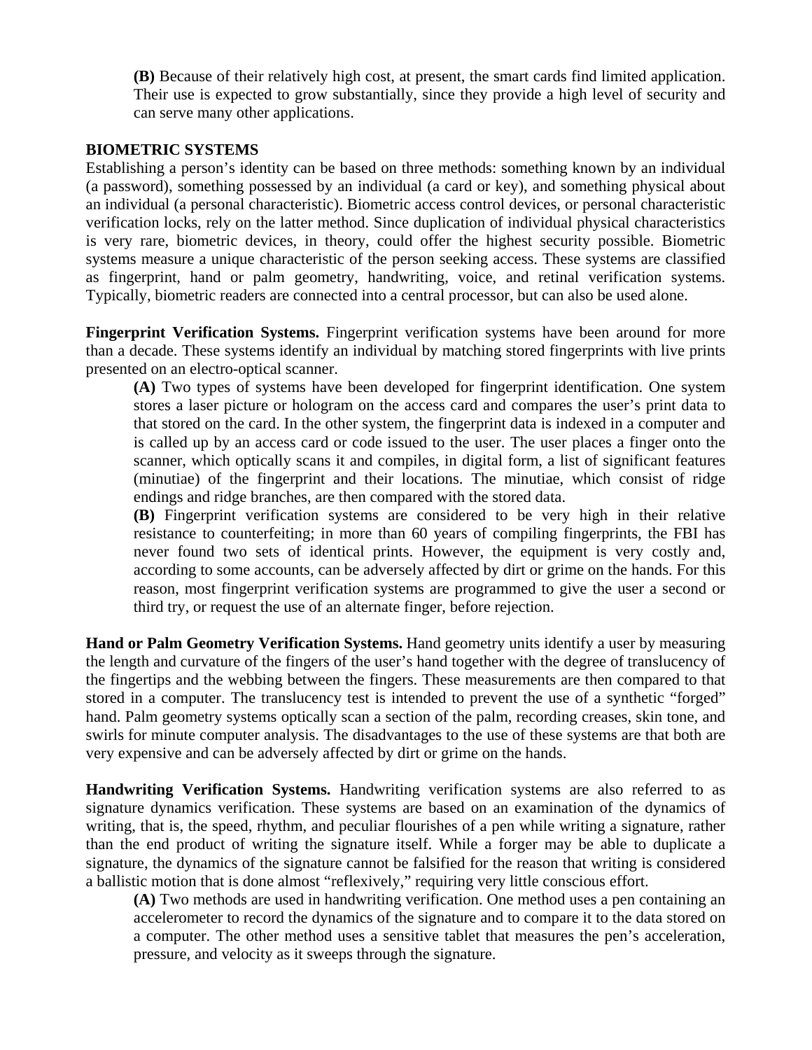**(B)** Because of their relatively high cost, at present, the smart cards find limited application. Their use is expected to grow substantially, since they provide a high level of security and can serve many other applications.

**BIOMETRIC SYSTEMS**

Establishing a person's identity can be based on three methods: something known by an individual (a password), something possessed by an individual (a card or key), and something physical about an individual (a personal characteristic). Biometric access control devices, or personal characteristic verification locks, rely on the latter method. Since duplication of individual physical characteristics is very rare, biometric devices, in theory, could offer the highest security possible. Biometric systems measure a unique characteristic of the person seeking access. These systems are classified as fingerprint, hand or palm geometry, handwriting, voice, and retinal verification systems. Typically, biometric readers are connected into a central processor, but can also be used alone.

**Fingerprint Verification Systems.** Fingerprint verification systems have been around for more than a decade. These systems identify an individual by matching stored fingerprints with live prints presented on an electro-optical scanner.

**(A)** Two types of systems have been developed for fingerprint identification. One system stores a laser picture or hologram on the access card and compares the user's print data to that stored on the card. In the other system, the fingerprint data is indexed in a computer and is called up by an access card or code issued to the user. The user places a finger onto the scanner, which optically scans it and compiles, in digital form, a list of significant features (minutiae) of the fingerprint and their locations. The minutiae, which consist of ridge endings and ridge branches, are then compared with the stored data.

**(B)** Fingerprint verification systems are considered to be very high in their relative resistance to counterfeiting; in more than 60 years of compiling fingerprints, the FBI has never found two sets of identical prints. However, the equipment is very costly and, according to some accounts, can be adversely affected by dirt or grime on the hands. For this reason, most fingerprint verification systems are programmed to give the user a second or third try, or request the use of an alternate finger, before rejection.

**Hand or Palm Geometry Verification Systems.** Hand geometry units identify a user by measuring the length and curvature of the fingers of the user's hand together with the degree of translucency of the fingertips and the webbing between the fingers. These measurements are then compared to that stored in a computer. The translucency test is intended to prevent the use of a synthetic "forged" hand. Palm geometry systems optically scan a section of the palm, recording creases, skin tone, and swirls for minute computer analysis. The disadvantages to the use of these systems are that both are very expensive and can be adversely affected by dirt or grime on the hands.

**Handwriting Verification Systems.** Handwriting verification systems are also referred to as signature dynamics verification. These systems are based on an examination of the dynamics of writing, that is, the speed, rhythm, and peculiar flourishes of a pen while writing a signature, rather than the end product of writing the signature itself. While a forger may be able to duplicate a signature, the dynamics of the signature cannot be falsified for the reason that writing is considered a ballistic motion that is done almost "reflexively," requiring very little conscious effort.

**(A)** Two methods are used in handwriting verification. One method uses a pen containing an accelerometer to record the dynamics of the signature and to compare it to the data stored on a computer. The other method uses a sensitive tablet that measures the pen's acceleration, pressure, and velocity as it sweeps through the signature.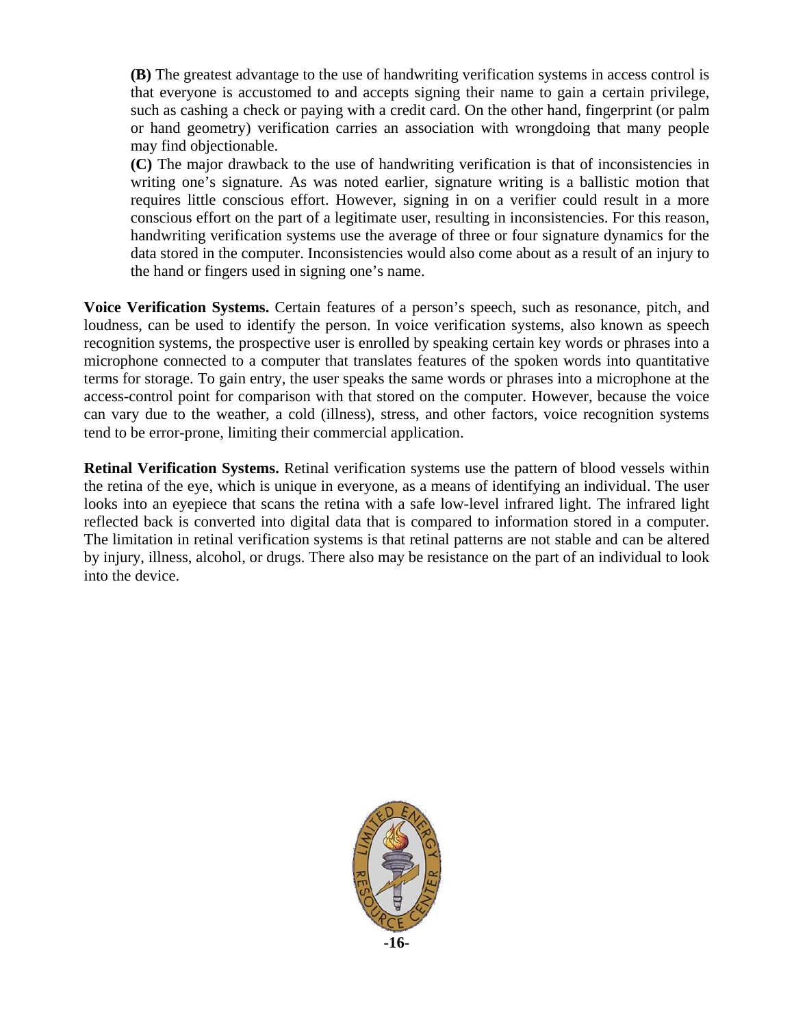**(B)** The greatest advantage to the use of handwriting verification systems in access control is that everyone is accustomed to and accepts signing their name to gain a certain privilege, such as cashing a check or paying with a credit card. On the other hand, fingerprint (or palm or hand geometry) verification carries an association with wrongdoing that many people may find objectionable.

**(C)** The major drawback to the use of handwriting verification is that of inconsistencies in writing one's signature. As was noted earlier, signature writing is a ballistic motion that requires little conscious effort. However, signing in on a verifier could result in a more conscious effort on the part of a legitimate user, resulting in inconsistencies. For this reason, handwriting verification systems use the average of three or four signature dynamics for the data stored in the computer. Inconsistencies would also come about as a result of an injury to the hand or fingers used in signing one's name.

**Voice Verification Systems.** Certain features of a person's speech, such as resonance, pitch, and loudness, can be used to identify the person. In voice verification systems, also known as speech recognition systems, the prospective user is enrolled by speaking certain key words or phrases into a microphone connected to a computer that translates features of the spoken words into quantitative terms for storage. To gain entry, the user speaks the same words or phrases into a microphone at the access-control point for comparison with that stored on the computer. However, because the voice can vary due to the weather, a cold (illness), stress, and other factors, voice recognition systems tend to be error-prone, limiting their commercial application.

**Retinal Verification Systems.** Retinal verification systems use the pattern of blood vessels within the retina of the eye, which is unique in everyone, as a means of identifying an individual. The user looks into an eyepiece that scans the retina with a safe low-level infrared light. The infrared light reflected back is converted into digital data that is compared to information stored in a computer. The limitation in retinal verification systems is that retinal patterns are not stable and can be altered by injury, illness, alcohol, or drugs. There also may be resistance on the part of an individual to look into the device.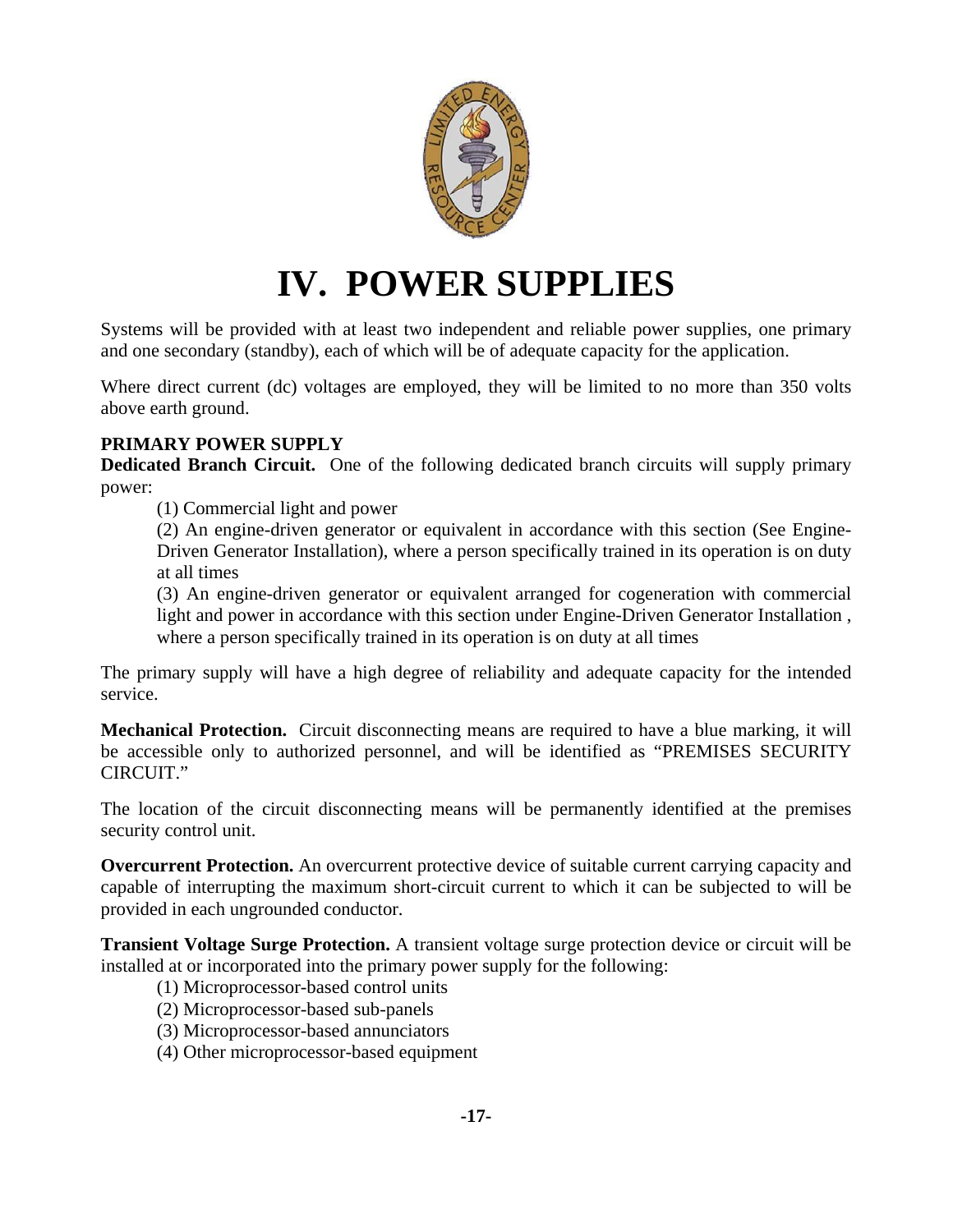# IV. POWER SUPPLIES

Systems will be provided with at least two independent and reliable power supplies, one primary and one secondary (standby), each of which will be of adequate capacity for the application.

Where direct current (dc) voltages are employed, they will be limited to no more than 350 volts above earth ground.

**PRIMARY POWER SUPPLY**

**Dedicated Branch Circuit.** One of the following dedicated branch circuits will supply primary power:

(1) Commercial light and power

(2) An engine-driven generator or equivalent in accordance with this section (See Engine-Driven Generator Installation), where a person specifically trained in its operation is on duty at all times

(3) An engine-driven generator or equivalent arranged for cogeneration with commercial light and power in accordance with this section under Engine-Driven Generator Installation , where a person specifically trained in its operation is on duty at all times

The primary supply will have a high degree of reliability and adequate capacity for the intended service.

**Mechanical Protection.** Circuit disconnecting means are required to have a blue marking, it will be accessible only to authorized personnel, and will be identified as "PREMISES SECURITY CIRCUIT."

The location of the circuit disconnecting means will be permanently identified at the premises security control unit.

**Overcurrent Protection.** An overcurrent protective device of suitable current carrying capacity and capable of interrupting the maximum short-circuit current to which it can be subjected to will be provided in each ungrounded conductor.

**Transient Voltage Surge Protection.** A transient voltage surge protection device or circuit will be installed at or incorporated into the primary power supply for the following:

(1) Microprocessor-based control units

(2) Microprocessor-based sub-panels

(3) Microprocessor-based annunciators

(4) Other microprocessor-based equipment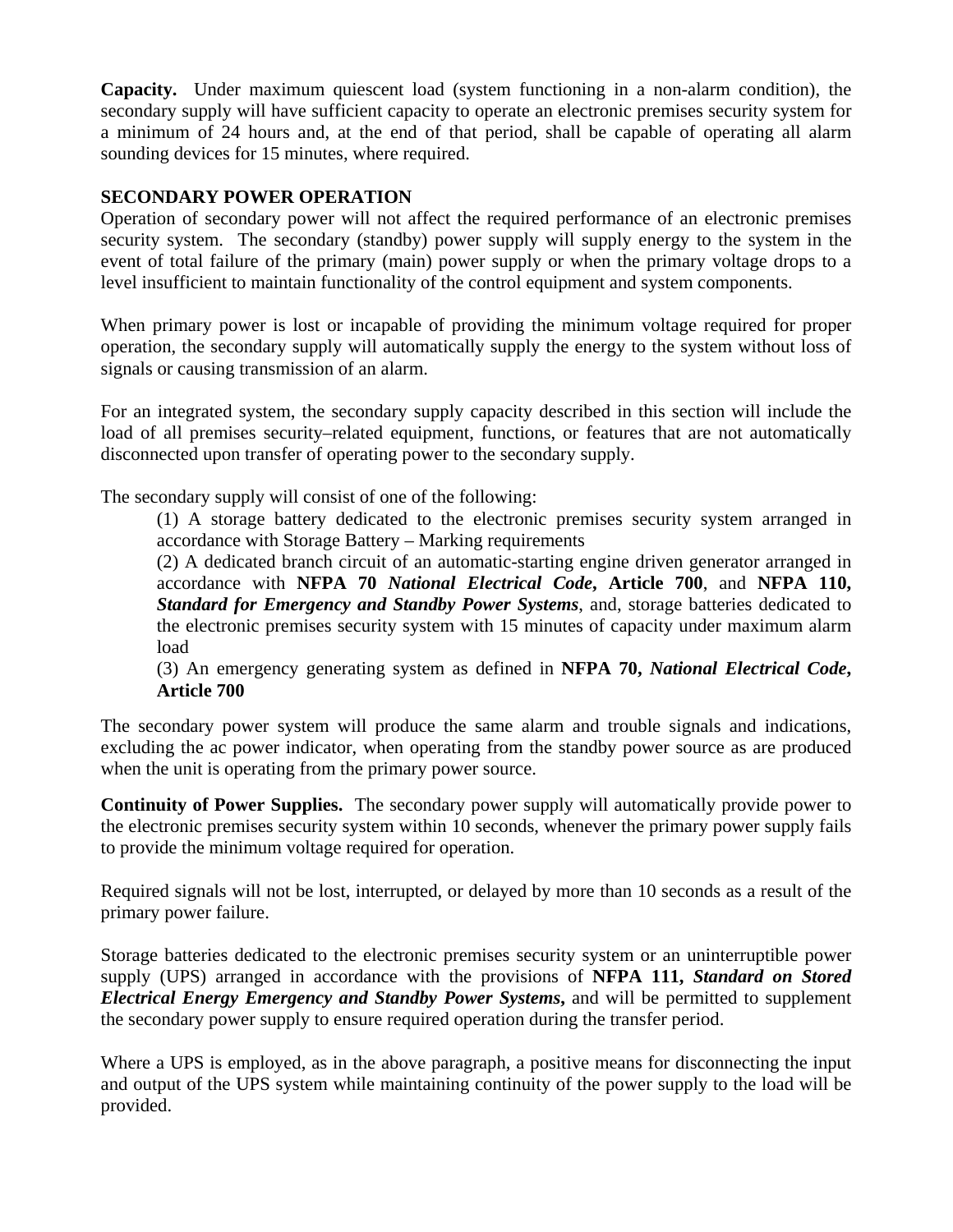**Capacity.** Under maximum quiescent load (system functioning in a non-alarm condition), the secondary supply will have sufficient capacity to operate an electronic premises security system for a minimum of 24 hours and, at the end of that period, shall be capable of operating all alarm sounding devices for 15 minutes, where required.

**SECONDARY POWER OPERATION**

Operation of secondary power will not affect the required performance of an electronic premises security system. The secondary (standby) power supply will supply energy to the system in the event of total failure of the primary (main) power supply or when the primary voltage drops to a level insufficient to maintain functionality of the control equipment and system components.

When primary power is lost or incapable of providing the minimum voltage required for proper operation, the secondary supply will automatically supply the energy to the system without loss of signals or causing transmission of an alarm.

For an integrated system, the secondary supply capacity described in this section will include the load of all premises security–related equipment, functions, or features that are not automatically disconnected upon transfer of operating power to the secondary supply.

The secondary supply will consist of one of the following:

(1) A storage battery dedicated to the electronic premises security system arranged in accordance with Storage Battery – Marking requirements

(2) A dedicated branch circuit of an automatic-starting engine driven generator arranged in accordance with **NFPA 70 *National Electrical Code*, Article 700**, and **NFPA 110, *Standard for Emergency and Standby Power Systems***, and, storage batteries dedicated to the electronic premises security system with 15 minutes of capacity under maximum alarm load

(3) An emergency generating system as defined in **NFPA 70, *National Electrical Code*, Article 700**

The secondary power system will produce the same alarm and trouble signals and indications, excluding the ac power indicator, when operating from the standby power source as are produced when the unit is operating from the primary power source.

**Continuity of Power Supplies.** The secondary power supply will automatically provide power to the electronic premises security system within 10 seconds, whenever the primary power supply fails to provide the minimum voltage required for operation.

Required signals will not be lost, interrupted, or delayed by more than 10 seconds as a result of the primary power failure.

Storage batteries dedicated to the electronic premises security system or an uninterruptible power supply (UPS) arranged in accordance with the provisions of **NFPA 111, *Standard on Stored Electrical Energy Emergency and Standby Power Systems*,** and will be permitted to supplement the secondary power supply to ensure required operation during the transfer period.

Where a UPS is employed, as in the above paragraph, a positive means for disconnecting the input and output of the UPS system while maintaining continuity of the power supply to the load will be provided.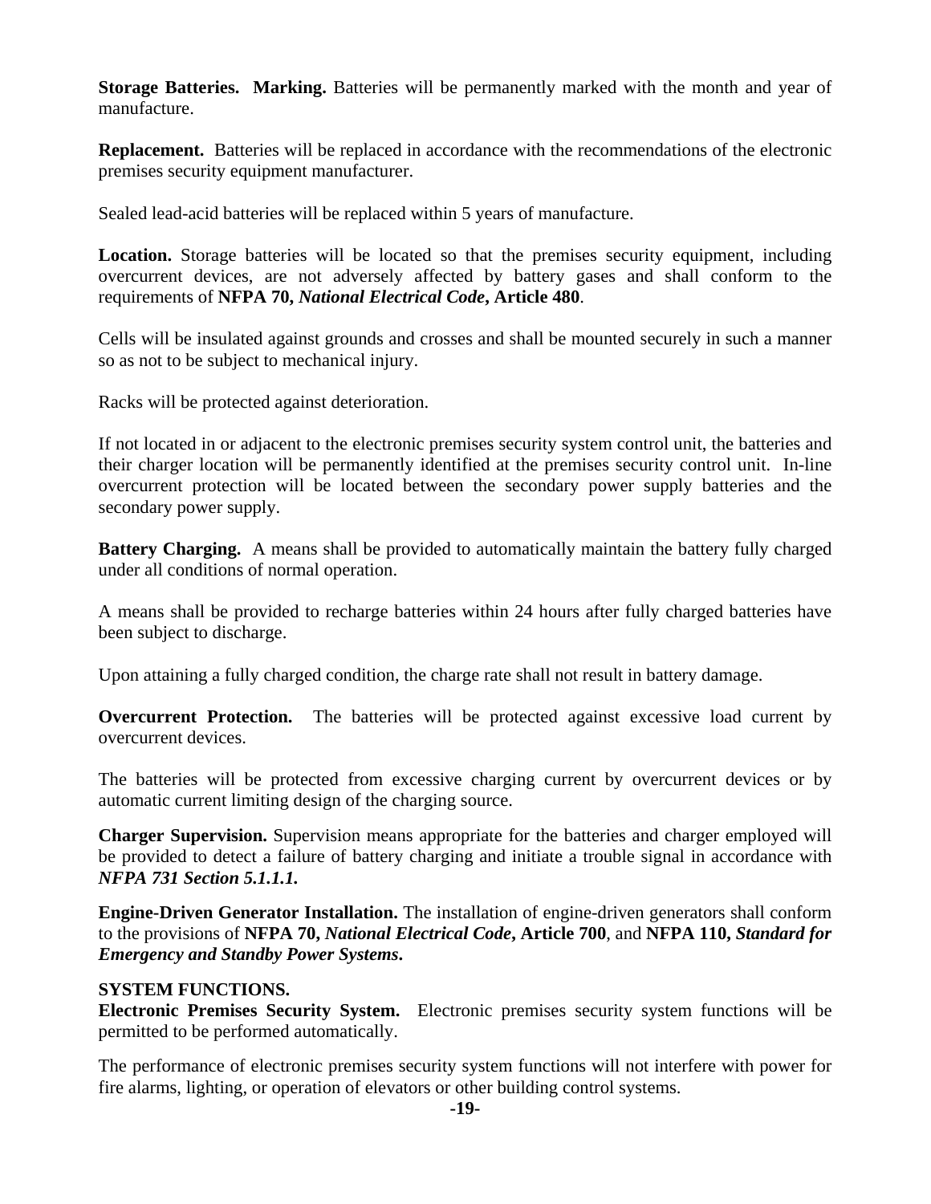**Storage Batteries. Marking.** Batteries will be permanently marked with the month and year of manufacture.

**Replacement.** Batteries will be replaced in accordance with the recommendations of the electronic premises security equipment manufacturer.

Sealed lead-acid batteries will be replaced within 5 years of manufacture.

**Location.** Storage batteries will be located so that the premises security equipment, including overcurrent devices, are not adversely affected by battery gases and shall conform to the requirements of **NFPA 70,** ***National Electrical Code*****, Article 480**.

Cells will be insulated against grounds and crosses and shall be mounted securely in such a manner so as not to be subject to mechanical injury.

Racks will be protected against deterioration.

If not located in or adjacent to the electronic premises security system control unit, the batteries and their charger location will be permanently identified at the premises security control unit. In-line overcurrent protection will be located between the secondary power supply batteries and the secondary power supply.

**Battery Charging.** A means shall be provided to automatically maintain the battery fully charged under all conditions of normal operation.

A means shall be provided to recharge batteries within 24 hours after fully charged batteries have been subject to discharge.

Upon attaining a fully charged condition, the charge rate shall not result in battery damage.

**Overcurrent Protection.** The batteries will be protected against excessive load current by overcurrent devices.

The batteries will be protected from excessive charging current by overcurrent devices or by automatic current limiting design of the charging source.

**Charger Supervision.** Supervision means appropriate for the batteries and charger employed will be provided to detect a failure of battery charging and initiate a trouble signal in accordance with ***NFPA 731 Section 5.1.1.1.***

**Engine-Driven Generator Installation.** The installation of engine-driven generators shall conform to the provisions of **NFPA 70,** ***National Electrical Code*****, Article 700**, and **NFPA 110,** ***Standard for Emergency and Standby Power Systems*****.**

**SYSTEM FUNCTIONS.**

**Electronic Premises Security System.** Electronic premises security system functions will be permitted to be performed automatically.

The performance of electronic premises security system functions will not interfere with power for fire alarms, lighting, or operation of elevators or other building control systems.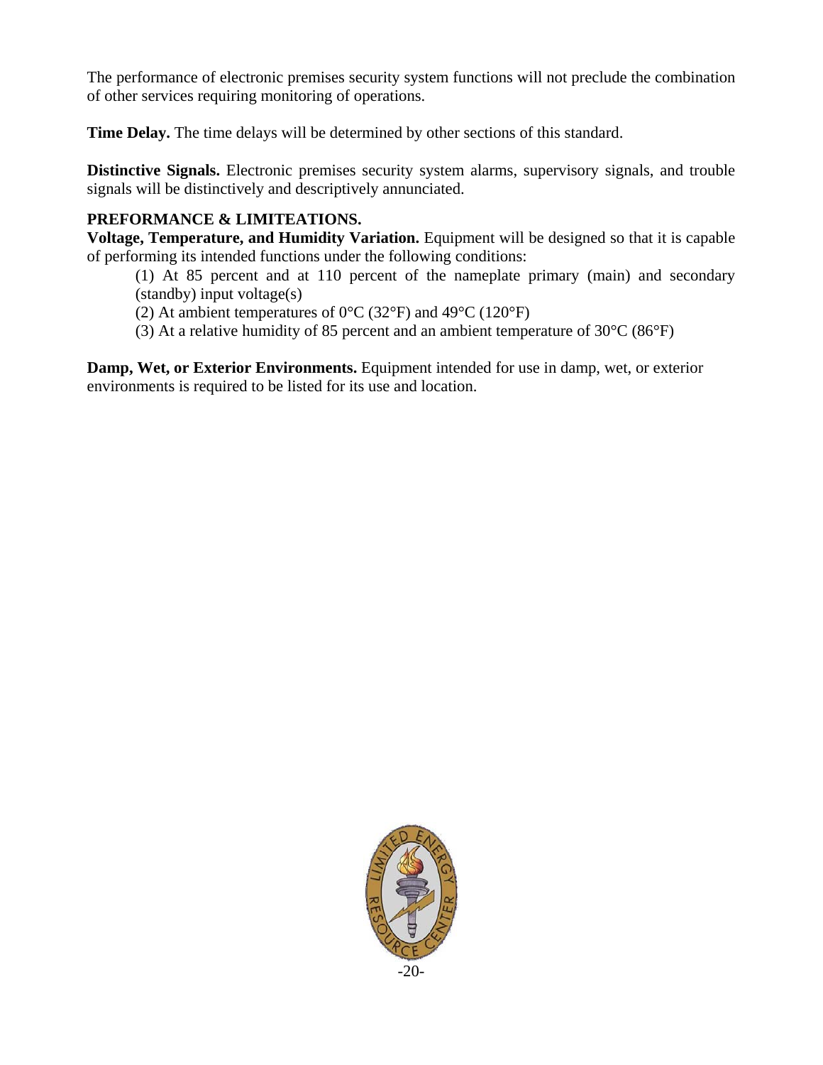The performance of electronic premises security system functions will not preclude the combination of other services requiring monitoring of operations.

**Time Delay.** The time delays will be determined by other sections of this standard.

**Distinctive Signals.** Electronic premises security system alarms, supervisory signals, and trouble signals will be distinctively and descriptively annunciated.

**PREFORMANCE & LIMITEATIONS.**

**Voltage, Temperature, and Humidity Variation.** Equipment will be designed so that it is capable of performing its intended functions under the following conditions:

(1) At 85 percent and at 110 percent of the nameplate primary (main) and secondary (standby) input voltage(s)

(2) At ambient temperatures of 0°C (32°F) and 49°C (120°F)

(3) At a relative humidity of 85 percent and an ambient temperature of 30°C (86°F)

**Damp, Wet, or Exterior Environments.** Equipment intended for use in damp, wet, or exterior environments is required to be listed for its use and location.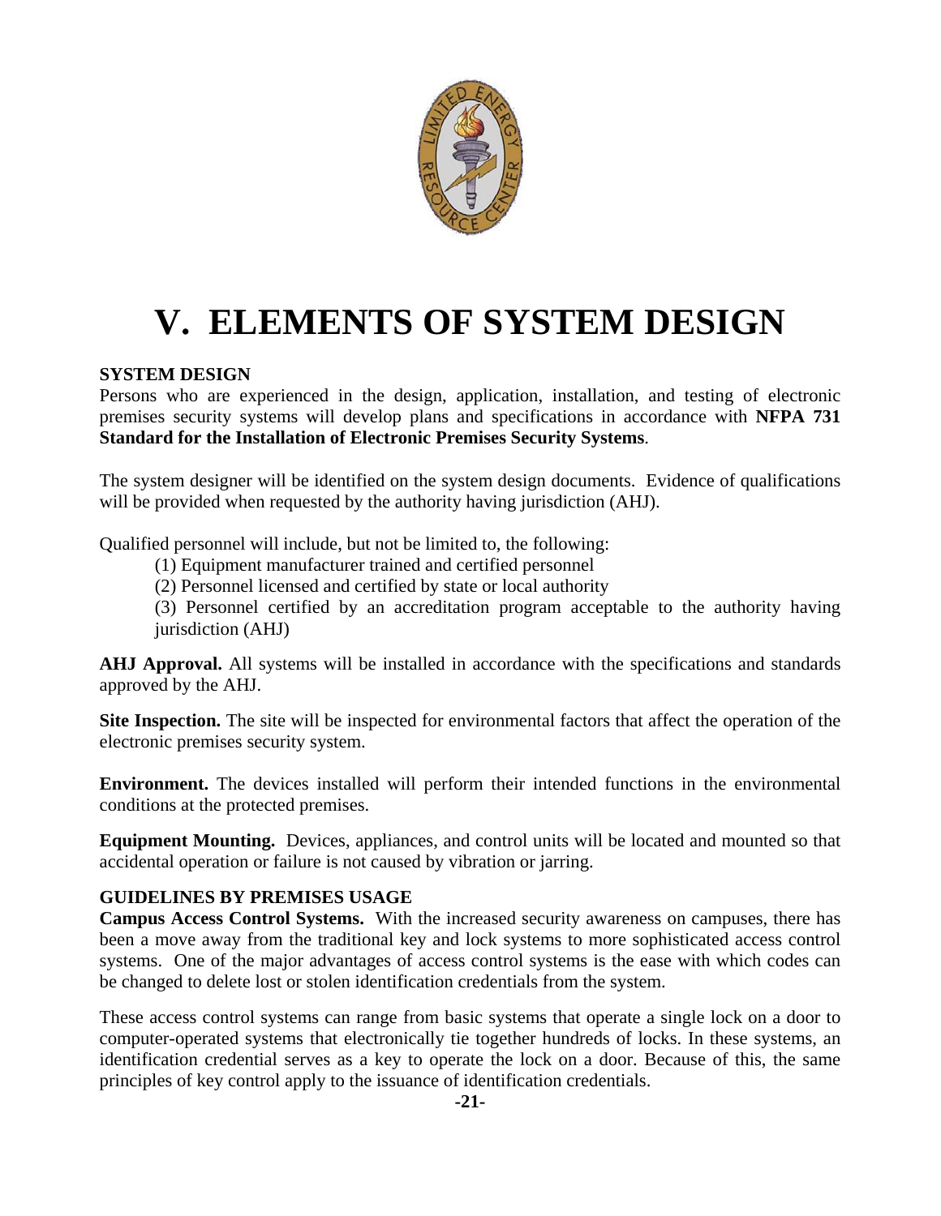# V. ELEMENTS OF SYSTEM DESIGN

**SYSTEM DESIGN**

Persons who are experienced in the design, application, installation, and testing of electronic premises security systems will develop plans and specifications in accordance with **NFPA 731 Standard for the Installation of Electronic Premises Security Systems**.

The system designer will be identified on the system design documents. Evidence of qualifications will be provided when requested by the authority having jurisdiction (AHJ).

Qualified personnel will include, but not be limited to, the following:

(1) Equipment manufacturer trained and certified personnel
(2) Personnel licensed and certified by state or local authority
(3) Personnel certified by an accreditation program acceptable to the authority having jurisdiction (AHJ)

**AHJ Approval.** All systems will be installed in accordance with the specifications and standards approved by the AHJ.

**Site Inspection.** The site will be inspected for environmental factors that affect the operation of the electronic premises security system.

**Environment.** The devices installed will perform their intended functions in the environmental conditions at the protected premises.

**Equipment Mounting.** Devices, appliances, and control units will be located and mounted so that accidental operation or failure is not caused by vibration or jarring.

**GUIDELINES BY PREMISES USAGE**

**Campus Access Control Systems.** With the increased security awareness on campuses, there has been a move away from the traditional key and lock systems to more sophisticated access control systems. One of the major advantages of access control systems is the ease with which codes can be changed to delete lost or stolen identification credentials from the system.

These access control systems can range from basic systems that operate a single lock on a door to computer-operated systems that electronically tie together hundreds of locks. In these systems, an identification credential serves as a key to operate the lock on a door. Because of this, the same principles of key control apply to the issuance of identification credentials.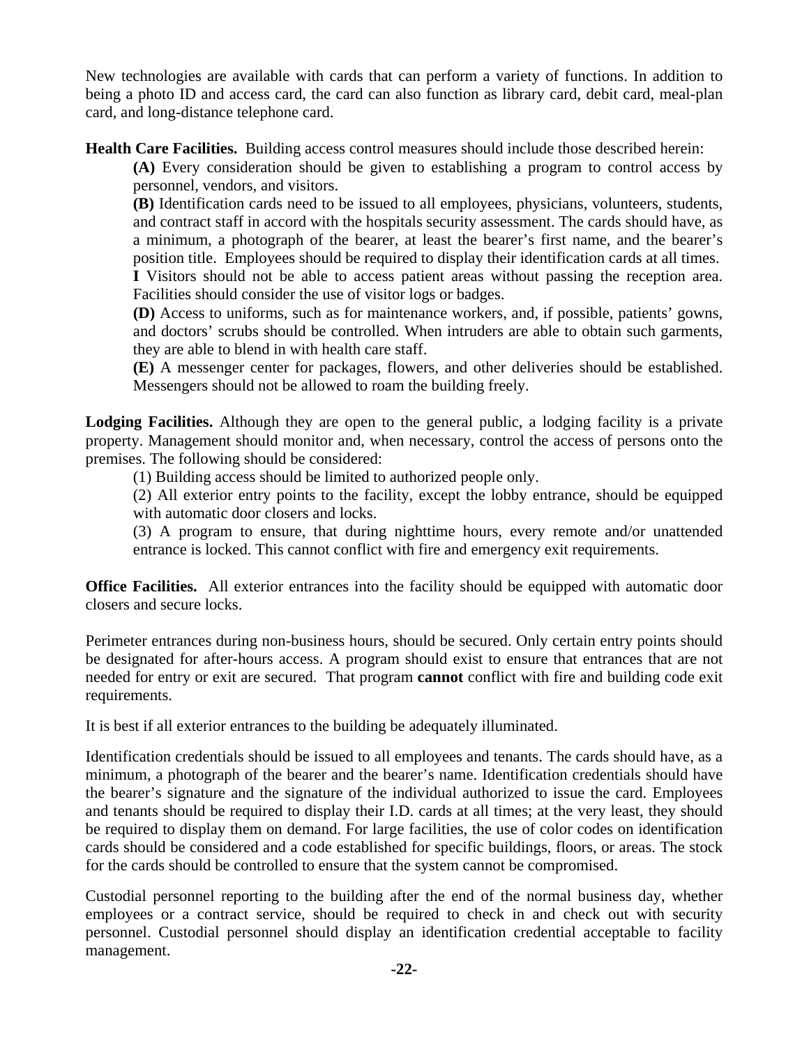New technologies are available with cards that can perform a variety of functions. In addition to being a photo ID and access card, the card can also function as library card, debit card, meal-plan card, and long-distance telephone card.

**Health Care Facilities.** Building access control measures should include those described herein:

**(A)** Every consideration should be given to establishing a program to control access by personnel, vendors, and visitors.

**(B)** Identification cards need to be issued to all employees, physicians, volunteers, students, and contract staff in accord with the hospitals security assessment. The cards should have, as a minimum, a photograph of the bearer, at least the bearer's first name, and the bearer's position title. Employees should be required to display their identification cards at all times.

**I** Visitors should not be able to access patient areas without passing the reception area. Facilities should consider the use of visitor logs or badges.

**(D)** Access to uniforms, such as for maintenance workers, and, if possible, patients' gowns, and doctors' scrubs should be controlled. When intruders are able to obtain such garments, they are able to blend in with health care staff.

**(E)** A messenger center for packages, flowers, and other deliveries should be established. Messengers should not be allowed to roam the building freely.

**Lodging Facilities.** Although they are open to the general public, a lodging facility is a private property. Management should monitor and, when necessary, control the access of persons onto the premises. The following should be considered:

(1) Building access should be limited to authorized people only.

(2) All exterior entry points to the facility, except the lobby entrance, should be equipped with automatic door closers and locks.

(3) A program to ensure, that during nighttime hours, every remote and/or unattended entrance is locked. This cannot conflict with fire and emergency exit requirements.

**Office Facilities.** All exterior entrances into the facility should be equipped with automatic door closers and secure locks.

Perimeter entrances during non-business hours, should be secured. Only certain entry points should be designated for after-hours access. A program should exist to ensure that entrances that are not needed for entry or exit are secured. That program **cannot** conflict with fire and building code exit requirements.

It is best if all exterior entrances to the building be adequately illuminated.

Identification credentials should be issued to all employees and tenants. The cards should have, as a minimum, a photograph of the bearer and the bearer's name. Identification credentials should have the bearer's signature and the signature of the individual authorized to issue the card. Employees and tenants should be required to display their I.D. cards at all times; at the very least, they should be required to display them on demand. For large facilities, the use of color codes on identification cards should be considered and a code established for specific buildings, floors, or areas. The stock for the cards should be controlled to ensure that the system cannot be compromised.

Custodial personnel reporting to the building after the end of the normal business day, whether employees or a contract service, should be required to check in and check out with security personnel. Custodial personnel should display an identification credential acceptable to facility management.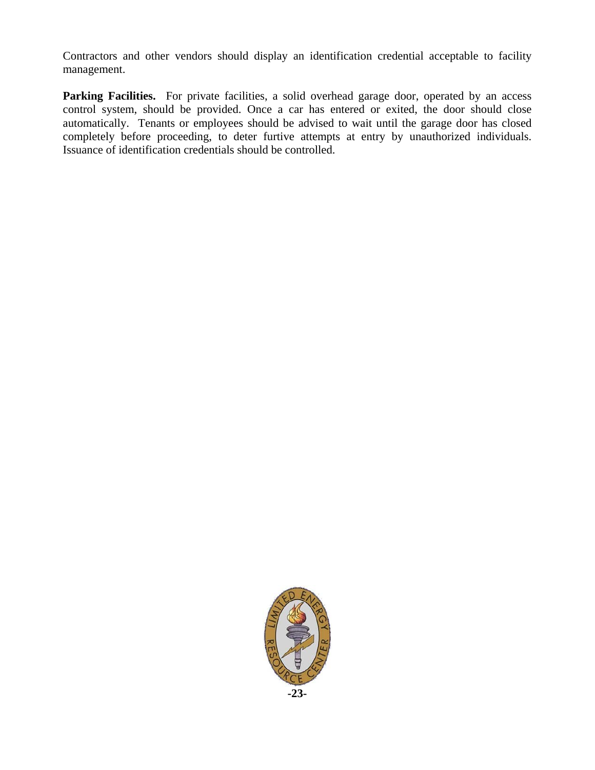Contractors and other vendors should display an identification credential acceptable to facility management.

**Parking Facilities.** For private facilities, a solid overhead garage door, operated by an access control system, should be provided. Once a car has entered or exited, the door should close automatically. Tenants or employees should be advised to wait until the garage door has closed completely before proceeding, to deter furtive attempts at entry by unauthorized individuals. Issuance of identification credentials should be controlled.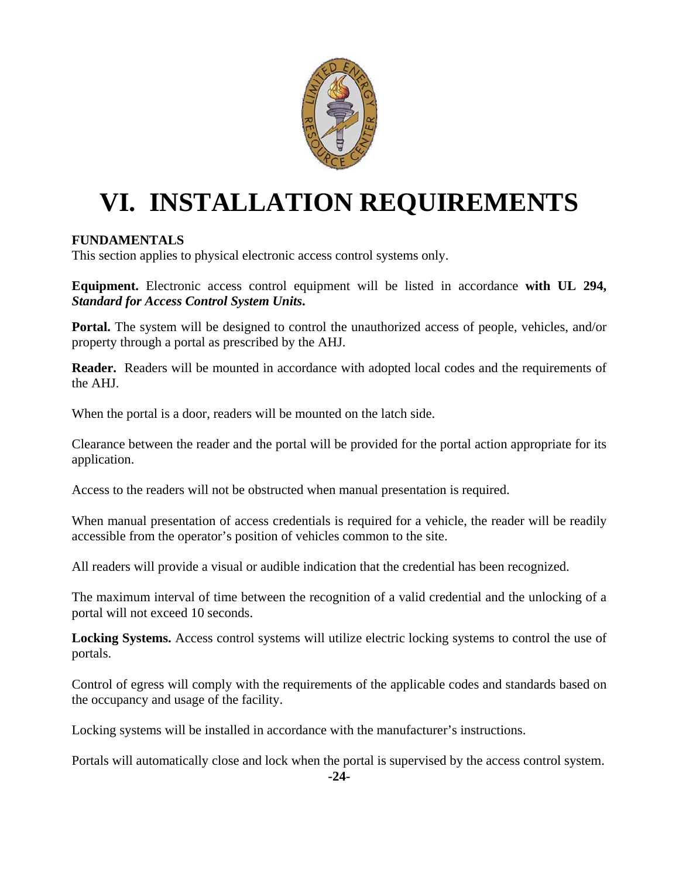# VI. INSTALLATION REQUIREMENTS

**FUNDAMENTALS**
This section applies to physical electronic access control systems only.

**Equipment.** Electronic access control equipment will be listed in accordance **with UL 294, *Standard for Access Control System Units*.**

**Portal.** The system will be designed to control the unauthorized access of people, vehicles, and/or property through a portal as prescribed by the AHJ.

**Reader.** Readers will be mounted in accordance with adopted local codes and the requirements of the AHJ.

When the portal is a door, readers will be mounted on the latch side.

Clearance between the reader and the portal will be provided for the portal action appropriate for its application.

Access to the readers will not be obstructed when manual presentation is required.

When manual presentation of access credentials is required for a vehicle, the reader will be readily accessible from the operator's position of vehicles common to the site.

All readers will provide a visual or audible indication that the credential has been recognized.

The maximum interval of time between the recognition of a valid credential and the unlocking of a portal will not exceed 10 seconds.

**Locking Systems.** Access control systems will utilize electric locking systems to control the use of portals.

Control of egress will comply with the requirements of the applicable codes and standards based on the occupancy and usage of the facility.

Locking systems will be installed in accordance with the manufacturer's instructions.

Portals will automatically close and lock when the portal is supervised by the access control system.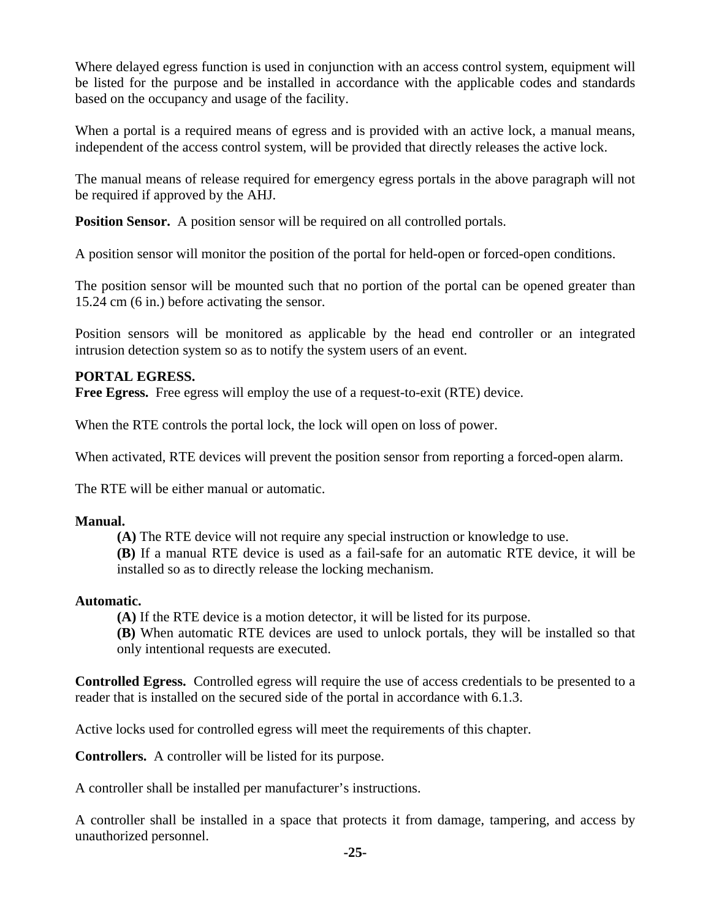Where delayed egress function is used in conjunction with an access control system, equipment will be listed for the purpose and be installed in accordance with the applicable codes and standards based on the occupancy and usage of the facility.

When a portal is a required means of egress and is provided with an active lock, a manual means, independent of the access control system, will be provided that directly releases the active lock.

The manual means of release required for emergency egress portals in the above paragraph will not be required if approved by the AHJ.

**Position Sensor.** A position sensor will be required on all controlled portals.

A position sensor will monitor the position of the portal for held-open or forced-open conditions.

The position sensor will be mounted such that no portion of the portal can be opened greater than 15.24 cm (6 in.) before activating the sensor.

Position sensors will be monitored as applicable by the head end controller or an integrated intrusion detection system so as to notify the system users of an event.

**PORTAL EGRESS.**
**Free Egress.** Free egress will employ the use of a request-to-exit (RTE) device.

When the RTE controls the portal lock, the lock will open on loss of power.

When activated, RTE devices will prevent the position sensor from reporting a forced-open alarm.

The RTE will be either manual or automatic.

**Manual.**

> **(A)** The RTE device will not require any special instruction or knowledge to use.
> **(B)** If a manual RTE device is used as a fail-safe for an automatic RTE device, it will be installed so as to directly release the locking mechanism.

**Automatic.**

> **(A)** If the RTE device is a motion detector, it will be listed for its purpose.
> **(B)** When automatic RTE devices are used to unlock portals, they will be installed so that only intentional requests are executed.

**Controlled Egress.** Controlled egress will require the use of access credentials to be presented to a reader that is installed on the secured side of the portal in accordance with 6.1.3.

Active locks used for controlled egress will meet the requirements of this chapter.

**Controllers.** A controller will be listed for its purpose.

A controller shall be installed per manufacturer's instructions.

A controller shall be installed in a space that protects it from damage, tampering, and access by unauthorized personnel.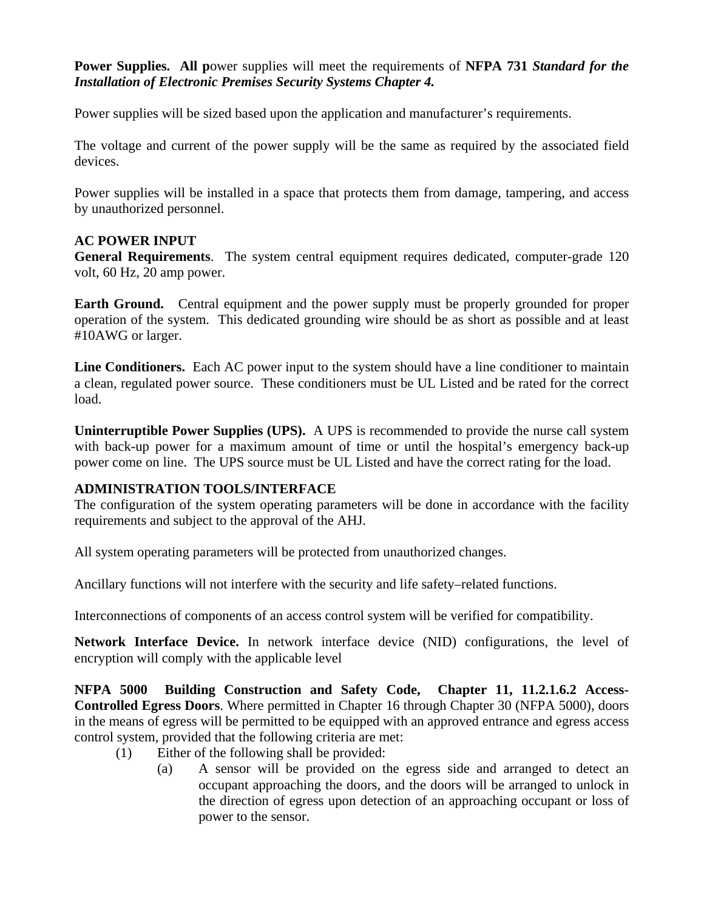**Power Supplies. All p**ower supplies will meet the requirements of **NFPA 731** ***Standard for the Installation of Electronic Premises Security Systems Chapter 4.***

Power supplies will be sized based upon the application and manufacturer's requirements.

The voltage and current of the power supply will be the same as required by the associated field devices.

Power supplies will be installed in a space that protects them from damage, tampering, and access by unauthorized personnel.

**AC POWER INPUT**

**General Requirements**. The system central equipment requires dedicated, computer-grade 120 volt, 60 Hz, 20 amp power.

**Earth Ground.** Central equipment and the power supply must be properly grounded for proper operation of the system. This dedicated grounding wire should be as short as possible and at least #10AWG or larger.

**Line Conditioners.** Each AC power input to the system should have a line conditioner to maintain a clean, regulated power source. These conditioners must be UL Listed and be rated for the correct load.

**Uninterruptible Power Supplies (UPS).** A UPS is recommended to provide the nurse call system with back-up power for a maximum amount of time or until the hospital's emergency back-up power come on line. The UPS source must be UL Listed and have the correct rating for the load.

**ADMINISTRATION TOOLS/INTERFACE**

The configuration of the system operating parameters will be done in accordance with the facility requirements and subject to the approval of the AHJ.

All system operating parameters will be protected from unauthorized changes.

Ancillary functions will not interfere with the security and life safety–related functions.

Interconnections of components of an access control system will be verified for compatibility.

**Network Interface Device.** In network interface device (NID) configurations, the level of encryption will comply with the applicable level

**NFPA 5000 Building Construction and Safety Code, Chapter 11, 11.2.1.6.2 Access-Controlled Egress Doors**. Where permitted in Chapter 16 through Chapter 30 (NFPA 5000), doors in the means of egress will be permitted to be equipped with an approved entrance and egress access control system, provided that the following criteria are met:

(1) Either of the following shall be provided:

  (a) A sensor will be provided on the egress side and arranged to detect an occupant approaching the doors, and the doors will be arranged to unlock in the direction of egress upon detection of an approaching occupant or loss of power to the sensor.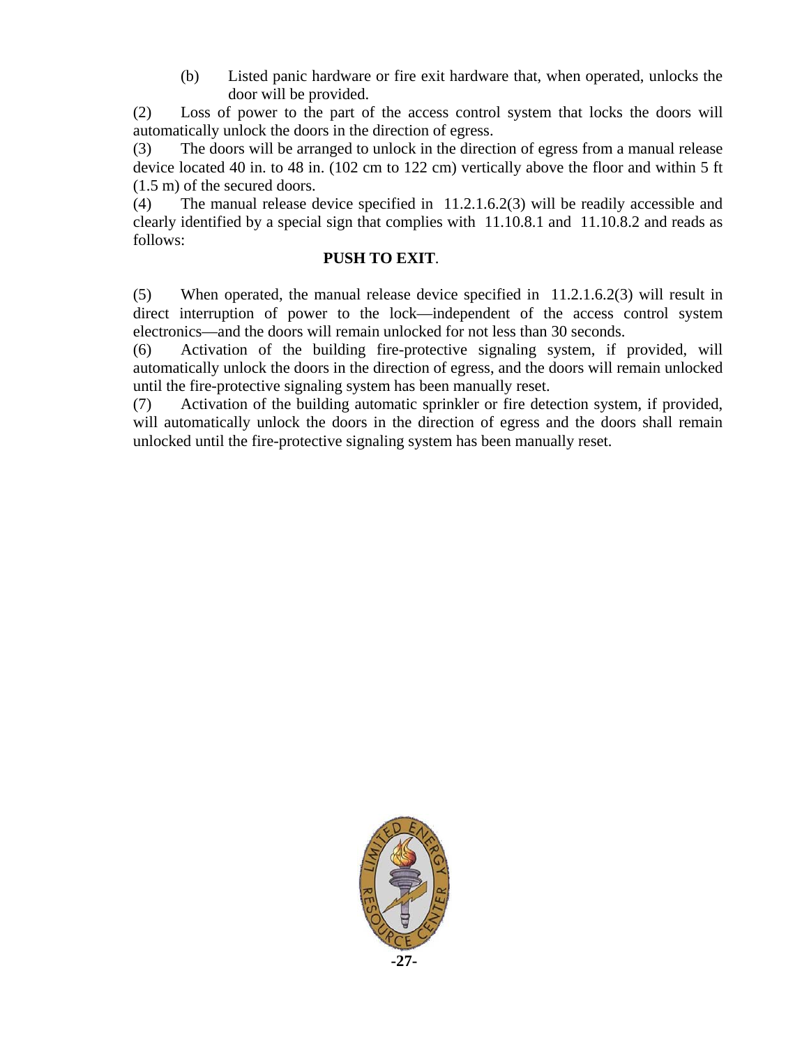(b) Listed panic hardware or fire exit hardware that, when operated, unlocks the door will be provided.

(2) Loss of power to the part of the access control system that locks the doors will automatically unlock the doors in the direction of egress.

(3) The doors will be arranged to unlock in the direction of egress from a manual release device located 40 in. to 48 in. (102 cm to 122 cm) vertically above the floor and within 5 ft (1.5 m) of the secured doors.

(4) The manual release device specified in 11.2.1.6.2(3) will be readily accessible and clearly identified by a special sign that complies with 11.10.8.1 and 11.10.8.2 and reads as follows:

**PUSH TO EXIT**.

(5) When operated, the manual release device specified in 11.2.1.6.2(3) will result in direct interruption of power to the lock—independent of the access control system electronics—and the doors will remain unlocked for not less than 30 seconds.

(6) Activation of the building fire-protective signaling system, if provided, will automatically unlock the doors in the direction of egress, and the doors will remain unlocked until the fire-protective signaling system has been manually reset.

(7) Activation of the building automatic sprinkler or fire detection system, if provided, will automatically unlock the doors in the direction of egress and the doors shall remain unlocked until the fire-protective signaling system has been manually reset.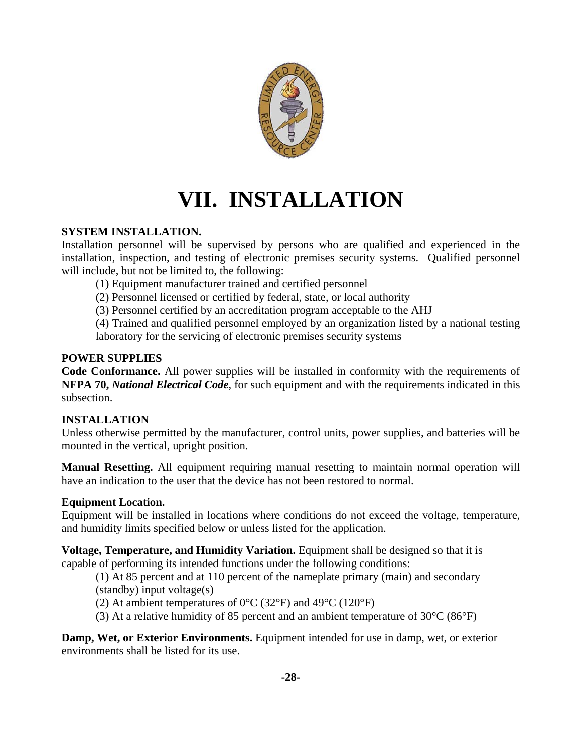# VII. INSTALLATION

**SYSTEM INSTALLATION.**

Installation personnel will be supervised by persons who are qualified and experienced in the installation, inspection, and testing of electronic premises security systems. Qualified personnel will include, but not be limited to, the following:

(1) Equipment manufacturer trained and certified personnel

(2) Personnel licensed or certified by federal, state, or local authority

(3) Personnel certified by an accreditation program acceptable to the AHJ

(4) Trained and qualified personnel employed by an organization listed by a national testing laboratory for the servicing of electronic premises security systems

**POWER SUPPLIES**

**Code Conformance.** All power supplies will be installed in conformity with the requirements of **NFPA 70,** ***National Electrical Code***, for such equipment and with the requirements indicated in this subsection.

**INSTALLATION**

Unless otherwise permitted by the manufacturer, control units, power supplies, and batteries will be mounted in the vertical, upright position.

**Manual Resetting.** All equipment requiring manual resetting to maintain normal operation will have an indication to the user that the device has not been restored to normal.

**Equipment Location.**

Equipment will be installed in locations where conditions do not exceed the voltage, temperature, and humidity limits specified below or unless listed for the application.

**Voltage, Temperature, and Humidity Variation.** Equipment shall be designed so that it is capable of performing its intended functions under the following conditions:

(1) At 85 percent and at 110 percent of the nameplate primary (main) and secondary (standby) input voltage(s)

(2) At ambient temperatures of 0°C (32°F) and 49°C (120°F)

(3) At a relative humidity of 85 percent and an ambient temperature of 30°C (86°F)

**Damp, Wet, or Exterior Environments.** Equipment intended for use in damp, wet, or exterior environments shall be listed for its use.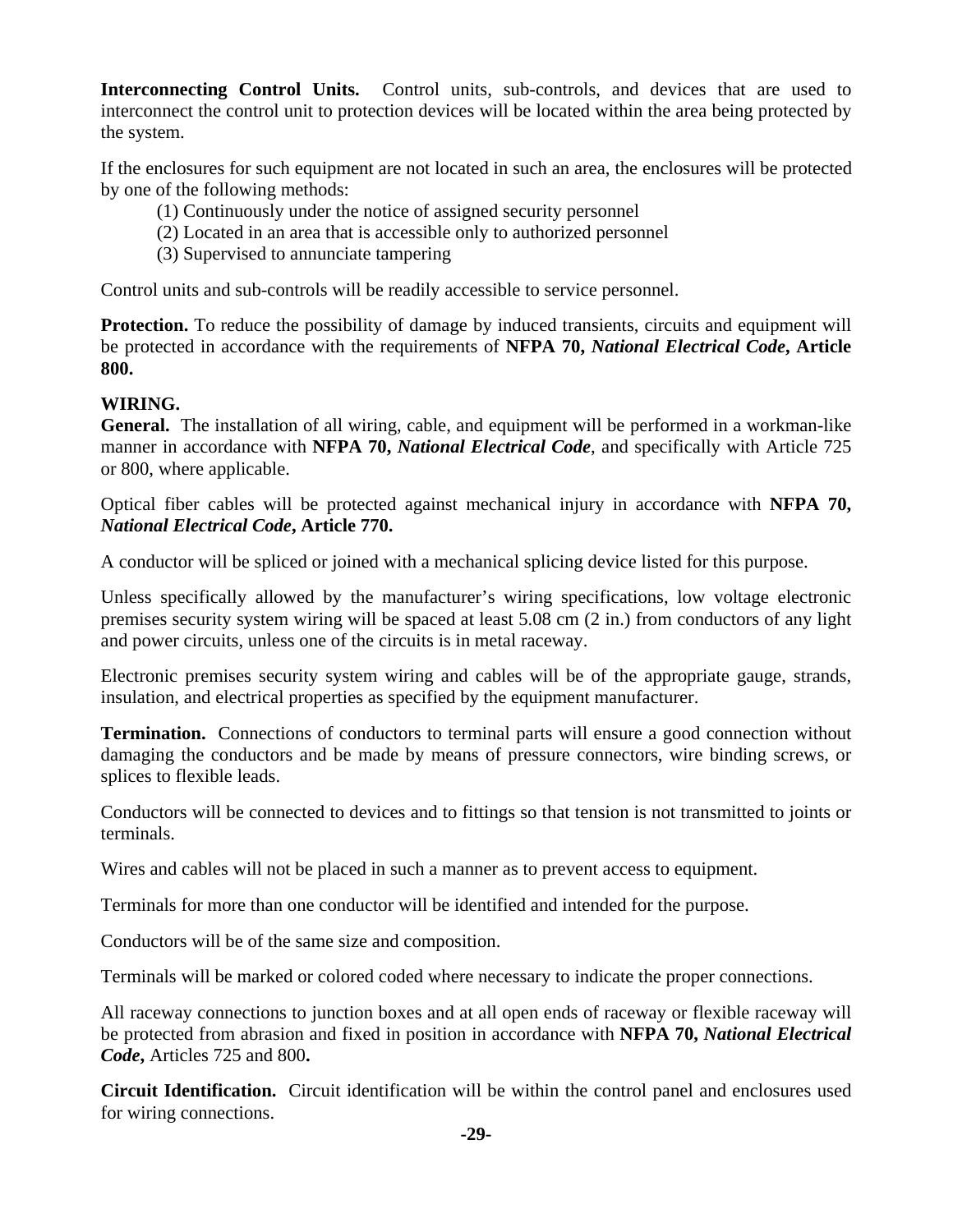**Interconnecting Control Units.** Control units, sub-controls, and devices that are used to interconnect the control unit to protection devices will be located within the area being protected by the system.

If the enclosures for such equipment are not located in such an area, the enclosures will be protected by one of the following methods:

(1) Continuously under the notice of assigned security personnel
(2) Located in an area that is accessible only to authorized personnel
(3) Supervised to annunciate tampering

Control units and sub-controls will be readily accessible to service personnel.

**Protection.** To reduce the possibility of damage by induced transients, circuits and equipment will be protected in accordance with the requirements of **NFPA 70,** ***National Electrical Code*****, Article 800.**

**WIRING.**

**General.** The installation of all wiring, cable, and equipment will be performed in a workman-like manner in accordance with **NFPA 70,** ***National Electrical Code***, and specifically with Article 725 or 800, where applicable.

Optical fiber cables will be protected against mechanical injury in accordance with **NFPA 70,** ***National Electrical Code*****, Article 770.**

A conductor will be spliced or joined with a mechanical splicing device listed for this purpose.

Unless specifically allowed by the manufacturer's wiring specifications, low voltage electronic premises security system wiring will be spaced at least 5.08 cm (2 in.) from conductors of any light and power circuits, unless one of the circuits is in metal raceway.

Electronic premises security system wiring and cables will be of the appropriate gauge, strands, insulation, and electrical properties as specified by the equipment manufacturer.

**Termination.** Connections of conductors to terminal parts will ensure a good connection without damaging the conductors and be made by means of pressure connectors, wire binding screws, or splices to flexible leads.

Conductors will be connected to devices and to fittings so that tension is not transmitted to joints or terminals.

Wires and cables will not be placed in such a manner as to prevent access to equipment.

Terminals for more than one conductor will be identified and intended for the purpose.

Conductors will be of the same size and composition.

Terminals will be marked or colored coded where necessary to indicate the proper connections.

All raceway connections to junction boxes and at all open ends of raceway or flexible raceway will be protected from abrasion and fixed in position in accordance with **NFPA 70,** ***National Electrical Code*****,** Articles 725 and 800**.**

**Circuit Identification.** Circuit identification will be within the control panel and enclosures used for wiring connections.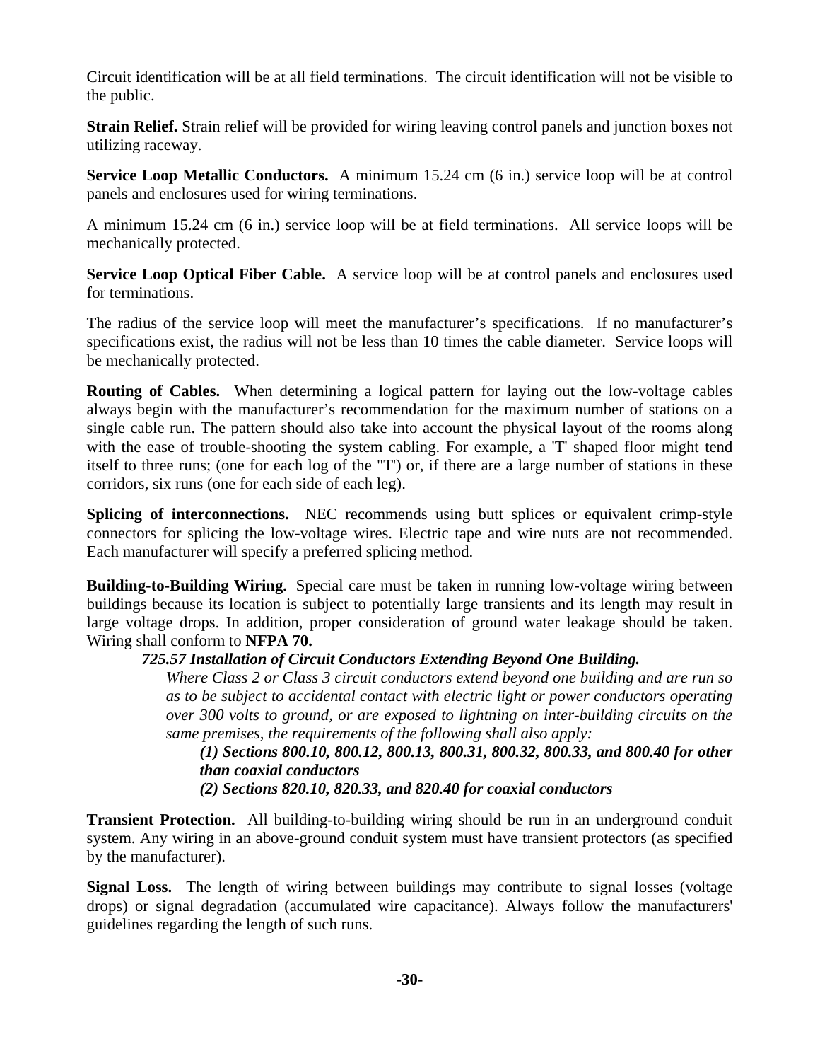Circuit identification will be at all field terminations. The circuit identification will not be visible to the public.

**Strain Relief.** Strain relief will be provided for wiring leaving control panels and junction boxes not utilizing raceway.

**Service Loop Metallic Conductors.** A minimum 15.24 cm (6 in.) service loop will be at control panels and enclosures used for wiring terminations.

A minimum 15.24 cm (6 in.) service loop will be at field terminations. All service loops will be mechanically protected.

**Service Loop Optical Fiber Cable.** A service loop will be at control panels and enclosures used for terminations.

The radius of the service loop will meet the manufacturer's specifications. If no manufacturer's specifications exist, the radius will not be less than 10 times the cable diameter. Service loops will be mechanically protected.

**Routing of Cables.** When determining a logical pattern for laying out the low-voltage cables always begin with the manufacturer's recommendation for the maximum number of stations on a single cable run. The pattern should also take into account the physical layout of the rooms along with the ease of trouble-shooting the system cabling. For example, a 'T' shaped floor might tend itself to three runs; (one for each log of the "T') or, if there are a large number of stations in these corridors, six runs (one for each side of each leg).

**Splicing of interconnections.** NEC recommends using butt splices or equivalent crimp-style connectors for splicing the low-voltage wires. Electric tape and wire nuts are not recommended. Each manufacturer will specify a preferred splicing method.

**Building-to-Building Wiring.** Special care must be taken in running low-voltage wiring between buildings because its location is subject to potentially large transients and its length may result in large voltage drops. In addition, proper consideration of ground water leakage should be taken. Wiring shall conform to **NFPA 70.**

> ***725.57 Installation of Circuit Conductors Extending Beyond One Building.***
>
> *Where Class 2 or Class 3 circuit conductors extend beyond one building and are run so as to be subject to accidental contact with electric light or power conductors operating over 300 volts to ground, or are exposed to lightning on inter-building circuits on the same premises, the requirements of the following shall also apply:*
>
> ***(1) Sections 800.10, 800.12, 800.13, 800.31, 800.32, 800.33, and 800.40 for other than coaxial conductors***
>
> ***(2) Sections 820.10, 820.33, and 820.40 for coaxial conductors***

**Transient Protection.** All building-to-building wiring should be run in an underground conduit system. Any wiring in an above-ground conduit system must have transient protectors (as specified by the manufacturer).

**Signal Loss.** The length of wiring between buildings may contribute to signal losses (voltage drops) or signal degradation (accumulated wire capacitance). Always follow the manufacturers' guidelines regarding the length of such runs.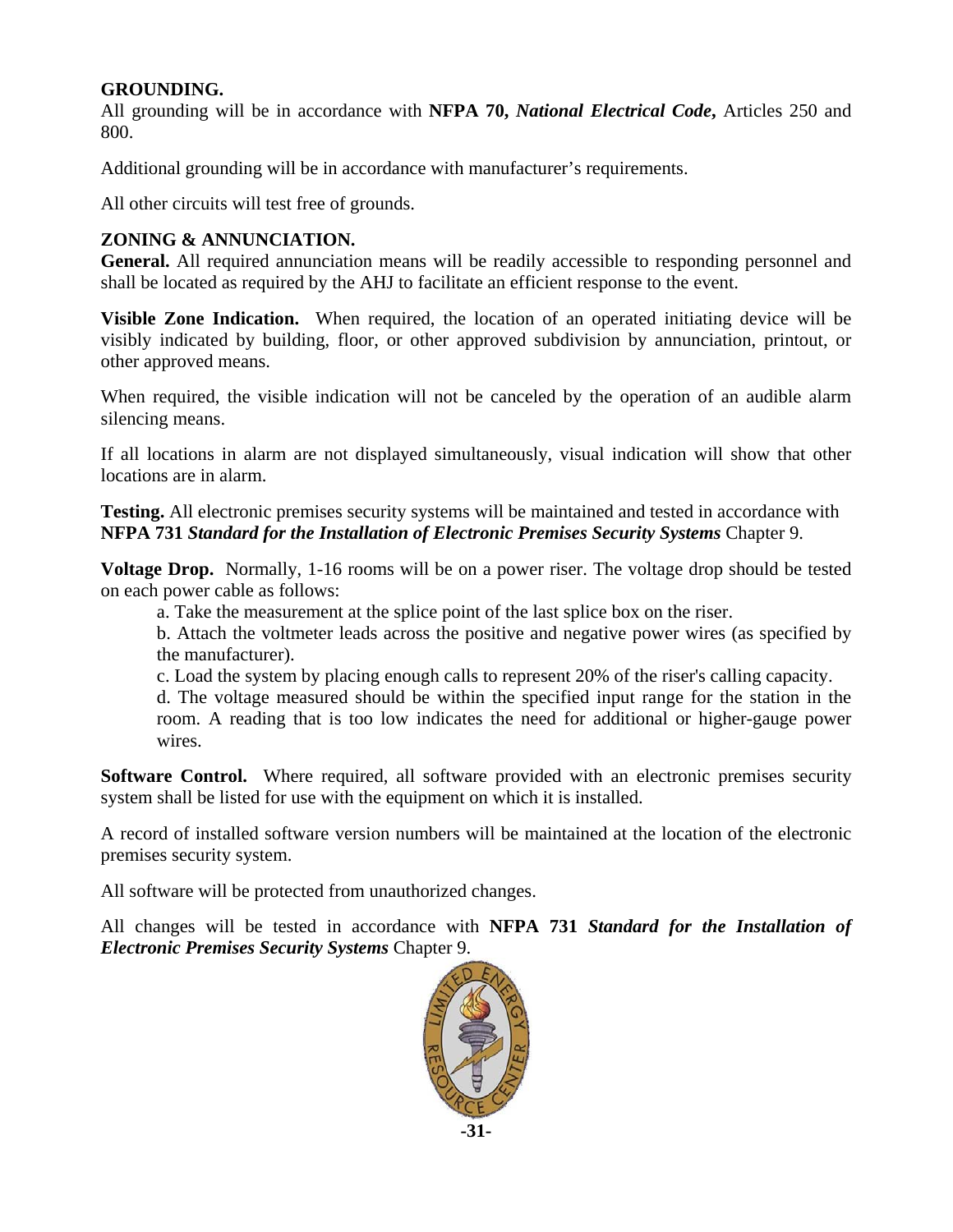**GROUNDING.**

All grounding will be in accordance with **NFPA 70,** ***National Electrical Code*****,** Articles 250 and 800.

Additional grounding will be in accordance with manufacturer's requirements.

All other circuits will test free of grounds.

**ZONING & ANNUNCIATION.**

**General.** All required annunciation means will be readily accessible to responding personnel and shall be located as required by the AHJ to facilitate an efficient response to the event.

**Visible Zone Indication.** When required, the location of an operated initiating device will be visibly indicated by building, floor, or other approved subdivision by annunciation, printout, or other approved means.

When required, the visible indication will not be canceled by the operation of an audible alarm silencing means.

If all locations in alarm are not displayed simultaneously, visual indication will show that other locations are in alarm.

**Testing.** All electronic premises security systems will be maintained and tested in accordance with **NFPA 731** ***Standard for the Installation of Electronic Premises Security Systems*** Chapter 9.

**Voltage Drop.** Normally, 1-16 rooms will be on a power riser. The voltage drop should be tested on each power cable as follows:

a. Take the measurement at the splice point of the last splice box on the riser.

b. Attach the voltmeter leads across the positive and negative power wires (as specified by the manufacturer).

c. Load the system by placing enough calls to represent 20% of the riser's calling capacity.

d. The voltage measured should be within the specified input range for the station in the room. A reading that is too low indicates the need for additional or higher-gauge power wires.

**Software Control.** Where required, all software provided with an electronic premises security system shall be listed for use with the equipment on which it is installed.

A record of installed software version numbers will be maintained at the location of the electronic premises security system.

All software will be protected from unauthorized changes.

All changes will be tested in accordance with **NFPA 731** ***Standard for the Installation of Electronic Premises Security Systems*** Chapter 9.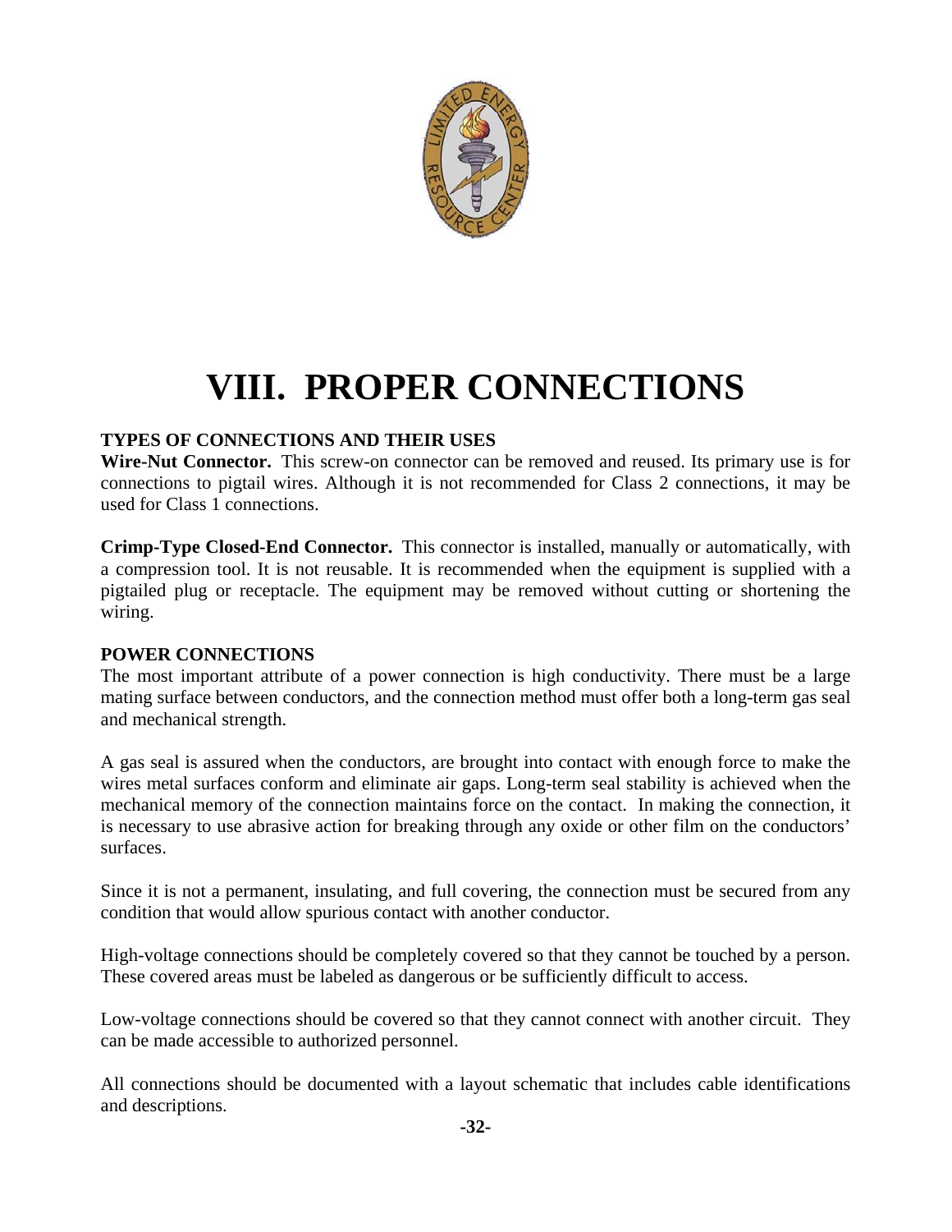# VIII. PROPER CONNECTIONS

**TYPES OF CONNECTIONS AND THEIR USES**

**Wire-Nut Connector.** This screw-on connector can be removed and reused. Its primary use is for connections to pigtail wires. Although it is not recommended for Class 2 connections, it may be used for Class 1 connections.

**Crimp-Type Closed-End Connector.** This connector is installed, manually or automatically, with a compression tool. It is not reusable. It is recommended when the equipment is supplied with a pigtailed plug or receptacle. The equipment may be removed without cutting or shortening the wiring.

**POWER CONNECTIONS**

The most important attribute of a power connection is high conductivity. There must be a large mating surface between conductors, and the connection method must offer both a long-term gas seal and mechanical strength.

A gas seal is assured when the conductors, are brought into contact with enough force to make the wires metal surfaces conform and eliminate air gaps. Long-term seal stability is achieved when the mechanical memory of the connection maintains force on the contact. In making the connection, it is necessary to use abrasive action for breaking through any oxide or other film on the conductors' surfaces.

Since it is not a permanent, insulating, and full covering, the connection must be secured from any condition that would allow spurious contact with another conductor.

High-voltage connections should be completely covered so that they cannot be touched by a person. These covered areas must be labeled as dangerous or be sufficiently difficult to access.

Low-voltage connections should be covered so that they cannot connect with another circuit. They can be made accessible to authorized personnel.

All connections should be documented with a layout schematic that includes cable identifications and descriptions.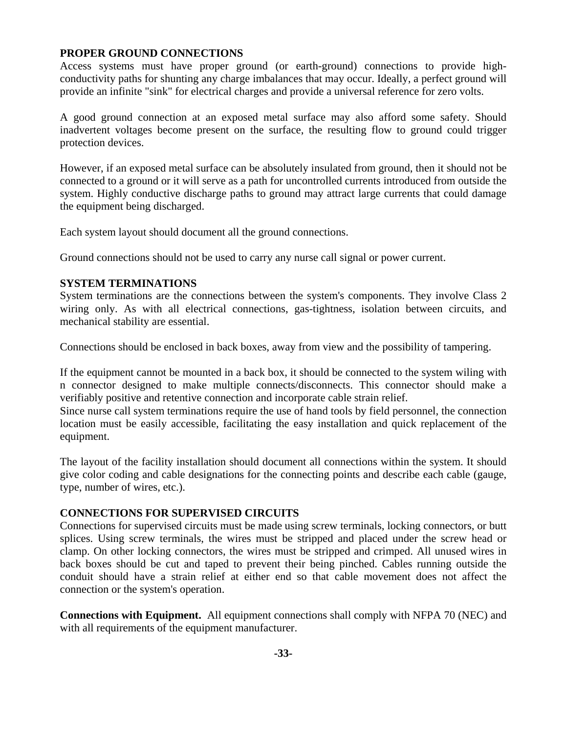## PROPER GROUND CONNECTIONS

Access systems must have proper ground (or earth-ground) connections to provide high-conductivity paths for shunting any charge imbalances that may occur. Ideally, a perfect ground will provide an infinite "sink" for electrical charges and provide a universal reference for zero volts.

A good ground connection at an exposed metal surface may also afford some safety. Should inadvertent voltages become present on the surface, the resulting flow to ground could trigger protection devices.

However, if an exposed metal surface can be absolutely insulated from ground, then it should not be connected to a ground or it will serve as a path for uncontrolled currents introduced from outside the system. Highly conductive discharge paths to ground may attract large currents that could damage the equipment being discharged.

Each system layout should document all the ground connections.

Ground connections should not be used to carry any nurse call signal or power current.

## SYSTEM TERMINATIONS

System terminations are the connections between the system's components. They involve Class 2 wiring only. As with all electrical connections, gas-tightness, isolation between circuits, and mechanical stability are essential.

Connections should be enclosed in back boxes, away from view and the possibility of tampering.

If the equipment cannot be mounted in a back box, it should be connected to the system wiling with n connector designed to make multiple connects/disconnects. This connector should make a verifiably positive and retentive connection and incorporate cable strain relief.
Since nurse call system terminations require the use of hand tools by field personnel, the connection location must be easily accessible, facilitating the easy installation and quick replacement of the equipment.

The layout of the facility installation should document all connections within the system. It should give color coding and cable designations for the connecting points and describe each cable (gauge, type, number of wires, etc.).

## CONNECTIONS FOR SUPERVISED CIRCUITS

Connections for supervised circuits must be made using screw terminals, locking connectors, or butt splices. Using screw terminals, the wires must be stripped and placed under the screw head or clamp. On other locking connectors, the wires must be stripped and crimped. All unused wires in back boxes should be cut and taped to prevent their being pinched. Cables running outside the conduit should have a strain relief at either end so that cable movement does not affect the connection or the system's operation.

**Connections with Equipment.** All equipment connections shall comply with NFPA 70 (NEC) and with all requirements of the equipment manufacturer.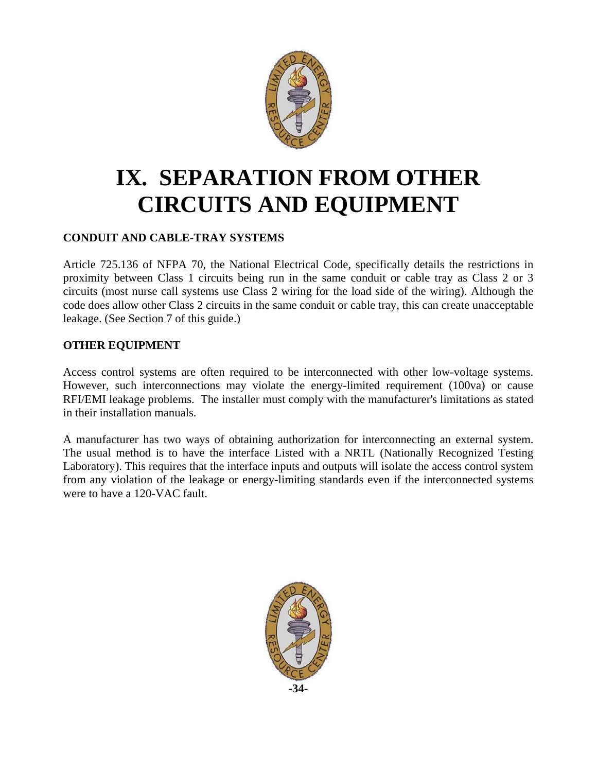# IX. SEPARATION FROM OTHER CIRCUITS AND EQUIPMENT

## CONDUIT AND CABLE-TRAY SYSTEMS

Article 725.136 of NFPA 70, the National Electrical Code, specifically details the restrictions in proximity between Class 1 circuits being run in the same conduit or cable tray as Class 2 or 3 circuits (most nurse call systems use Class 2 wiring for the load side of the wiring). Although the code does allow other Class 2 circuits in the same conduit or cable tray, this can create unacceptable leakage. (See Section 7 of this guide.)

## OTHER EQUIPMENT

Access control systems are often required to be interconnected with other low-voltage systems. However, such interconnections may violate the energy-limited requirement (100va) or cause RFI/EMI leakage problems. The installer must comply with the manufacturer's limitations as stated in their installation manuals.

A manufacturer has two ways of obtaining authorization for interconnecting an external system. The usual method is to have the interface Listed with a NRTL (Nationally Recognized Testing Laboratory). This requires that the interface inputs and outputs will isolate the access control system from any violation of the leakage or energy-limiting standards even if the interconnected systems were to have a 120-VAC fault.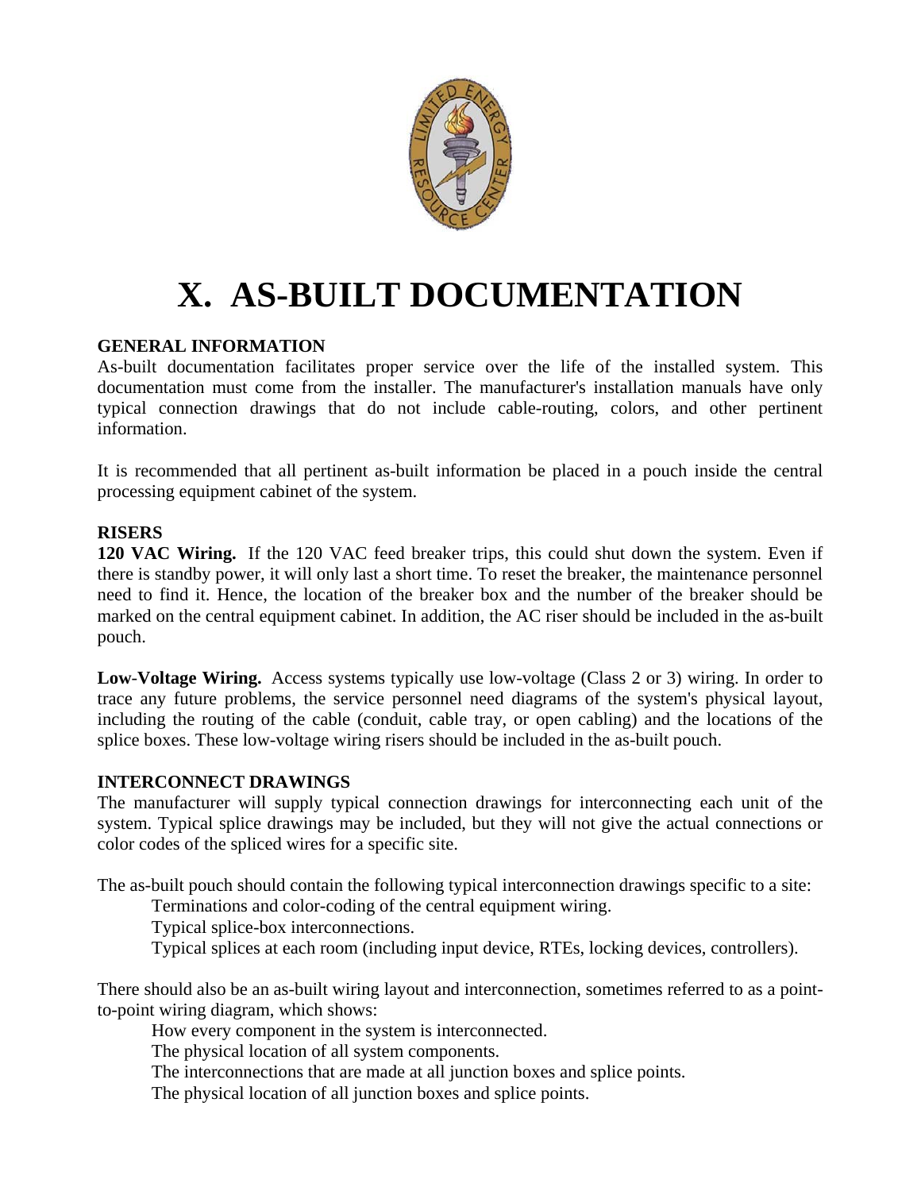# X. AS-BUILT DOCUMENTATION

### GENERAL INFORMATION

As-built documentation facilitates proper service over the life of the installed system. This documentation must come from the installer. The manufacturer's installation manuals have only typical connection drawings that do not include cable-routing, colors, and other pertinent information.

It is recommended that all pertinent as-built information be placed in a pouch inside the central processing equipment cabinet of the system.

### RISERS

**120 VAC Wiring.** If the 120 VAC feed breaker trips, this could shut down the system. Even if there is standby power, it will only last a short time. To reset the breaker, the maintenance personnel need to find it. Hence, the location of the breaker box and the number of the breaker should be marked on the central equipment cabinet. In addition, the AC riser should be included in the as-built pouch.

**Low-Voltage Wiring.** Access systems typically use low-voltage (Class 2 or 3) wiring. In order to trace any future problems, the service personnel need diagrams of the system's physical layout, including the routing of the cable (conduit, cable tray, or open cabling) and the locations of the splice boxes. These low-voltage wiring risers should be included in the as-built pouch.

### INTERCONNECT DRAWINGS

The manufacturer will supply typical connection drawings for interconnecting each unit of the system. Typical splice drawings may be included, but they will not give the actual connections or color codes of the spliced wires for a specific site.

The as-built pouch should contain the following typical interconnection drawings specific to a site:

- Terminations and color-coding of the central equipment wiring.
- Typical splice-box interconnections.
- Typical splices at each room (including input device, RTEs, locking devices, controllers).

There should also be an as-built wiring layout and interconnection, sometimes referred to as a point-to-point wiring diagram, which shows:

- How every component in the system is interconnected.
- The physical location of all system components.
- The interconnections that are made at all junction boxes and splice points.
- The physical location of all junction boxes and splice points.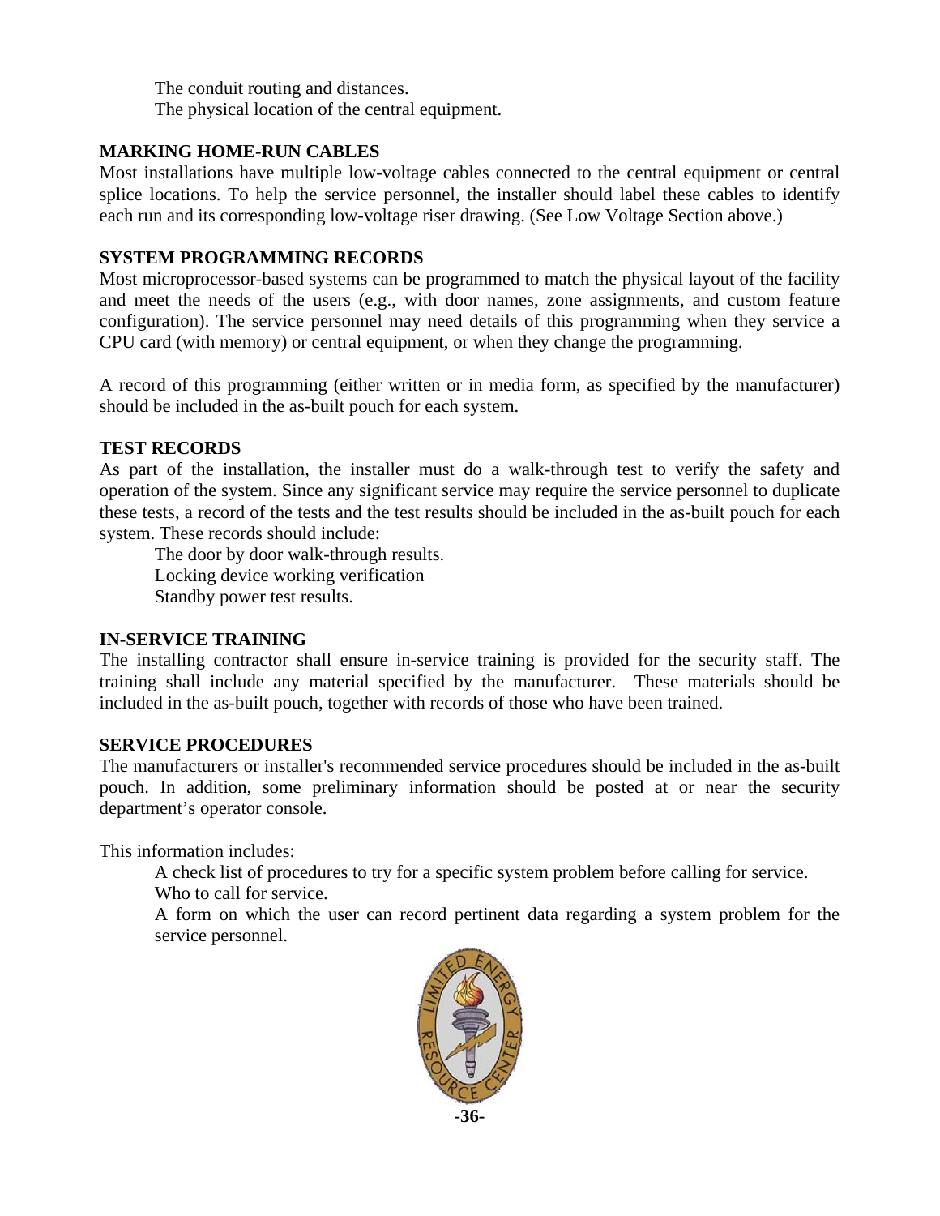The conduit routing and distances.
The physical location of the central equipment.

**MARKING HOME-RUN CABLES**

Most installations have multiple low-voltage cables connected to the central equipment or central splice locations. To help the service personnel, the installer should label these cables to identify each run and its corresponding low-voltage riser drawing. (See Low Voltage Section above.)

**SYSTEM PROGRAMMING RECORDS**

Most microprocessor-based systems can be programmed to match the physical layout of the facility and meet the needs of the users (e.g., with door names, zone assignments, and custom feature configuration). The service personnel may need details of this programming when they service a CPU card (with memory) or central equipment, or when they change the programming.

A record of this programming (either written or in media form, as specified by the manufacturer) should be included in the as-built pouch for each system.

**TEST RECORDS**

As part of the installation, the installer must do a walk-through test to verify the safety and operation of the system. Since any significant service may require the service personnel to duplicate these tests, a record of the tests and the test results should be included in the as-built pouch for each system. These records should include:

The door by door walk-through results.
Locking device working verification
Standby power test results.

**IN-SERVICE TRAINING**

The installing contractor shall ensure in-service training is provided for the security staff. The training shall include any material specified by the manufacturer. These materials should be included in the as-built pouch, together with records of those who have been trained.

**SERVICE PROCEDURES**

The manufacturers or installer's recommended service procedures should be included in the as-built pouch. In addition, some preliminary information should be posted at or near the security department's operator console.

This information includes:

A check list of procedures to try for a specific system problem before calling for service.
Who to call for service.
A form on which the user can record pertinent data regarding a system problem for the service personnel.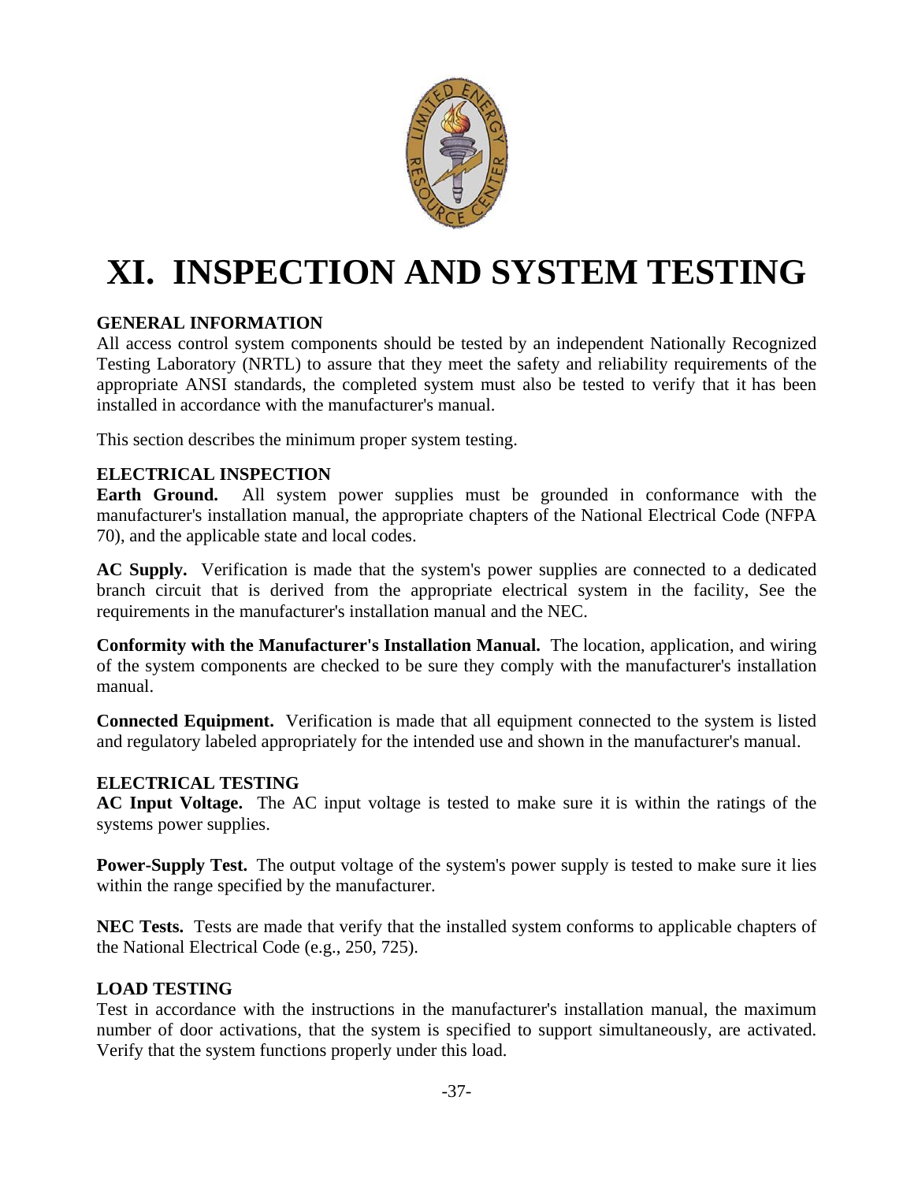# XI. INSPECTION AND SYSTEM TESTING

### GENERAL INFORMATION

All access control system components should be tested by an independent Nationally Recognized Testing Laboratory (NRTL) to assure that they meet the safety and reliability requirements of the appropriate ANSI standards, the completed system must also be tested to verify that it has been installed in accordance with the manufacturer's manual.

This section describes the minimum proper system testing.

### ELECTRICAL INSPECTION

**Earth Ground.** All system power supplies must be grounded in conformance with the manufacturer's installation manual, the appropriate chapters of the National Electrical Code (NFPA 70), and the applicable state and local codes.

**AC Supply.** Verification is made that the system's power supplies are connected to a dedicated branch circuit that is derived from the appropriate electrical system in the facility, See the requirements in the manufacturer's installation manual and the NEC.

**Conformity with the Manufacturer's Installation Manual.** The location, application, and wiring of the system components are checked to be sure they comply with the manufacturer's installation manual.

**Connected Equipment.** Verification is made that all equipment connected to the system is listed and regulatory labeled appropriately for the intended use and shown in the manufacturer's manual.

### ELECTRICAL TESTING

**AC Input Voltage.** The AC input voltage is tested to make sure it is within the ratings of the systems power supplies.

**Power-Supply Test.** The output voltage of the system's power supply is tested to make sure it lies within the range specified by the manufacturer.

**NEC Tests.** Tests are made that verify that the installed system conforms to applicable chapters of the National Electrical Code (e.g., 250, 725).

### LOAD TESTING

Test in accordance with the instructions in the manufacturer's installation manual, the maximum number of door activations, that the system is specified to support simultaneously, are activated. Verify that the system functions properly under this load.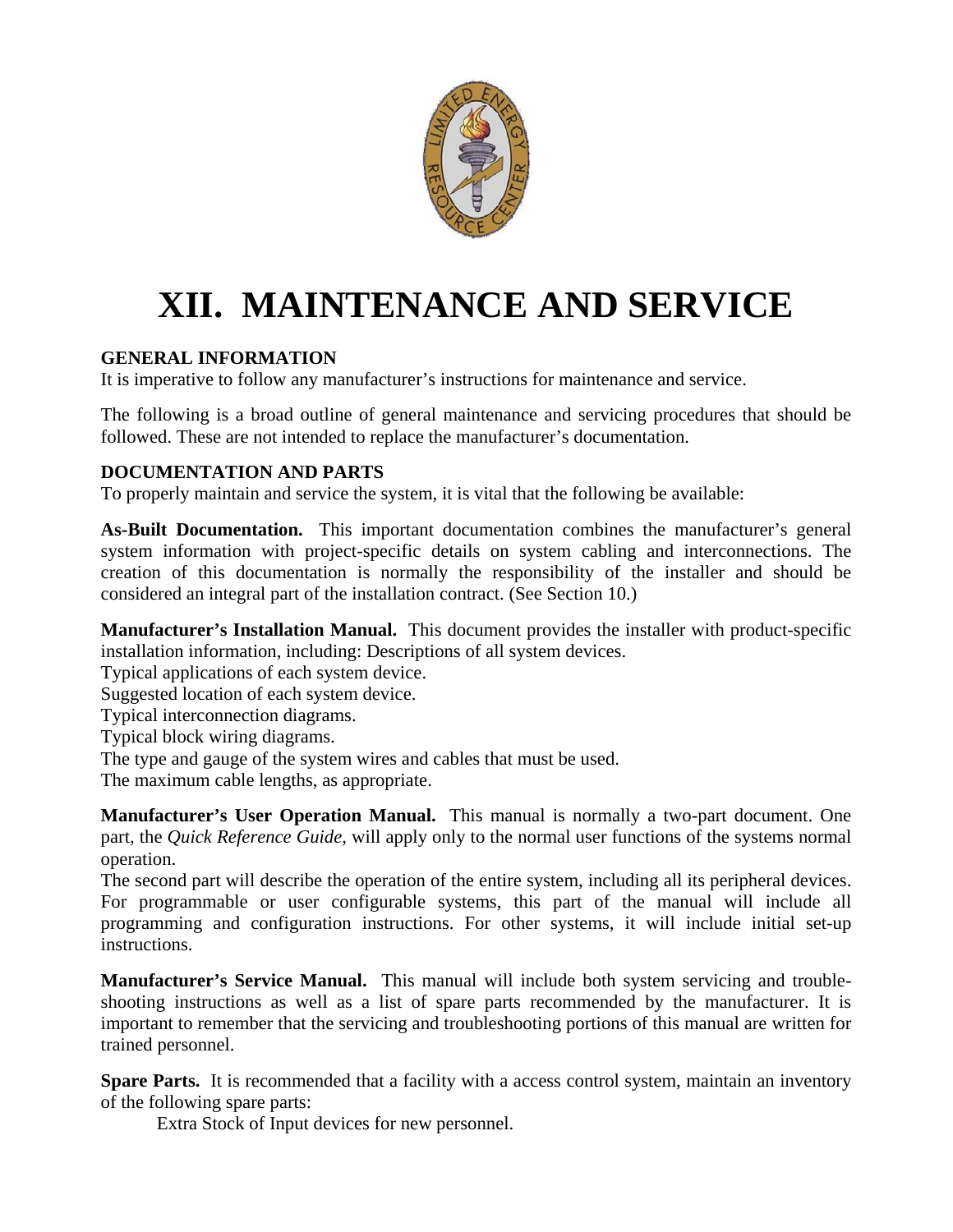# XII. MAINTENANCE AND SERVICE

**GENERAL INFORMATION**

It is imperative to follow any manufacturer's instructions for maintenance and service.

The following is a broad outline of general maintenance and servicing procedures that should be followed. These are not intended to replace the manufacturer's documentation.

**DOCUMENTATION AND PARTS**

To properly maintain and service the system, it is vital that the following be available:

**As-Built Documentation.** This important documentation combines the manufacturer's general system information with project-specific details on system cabling and interconnections. The creation of this documentation is normally the responsibility of the installer and should be considered an integral part of the installation contract. (See Section 10.)

**Manufacturer's Installation Manual.** This document provides the installer with product-specific installation information, including: Descriptions of all system devices.

Typical applications of each system device.

Suggested location of each system device.

Typical interconnection diagrams.

Typical block wiring diagrams.

The type and gauge of the system wires and cables that must be used.

The maximum cable lengths, as appropriate.

**Manufacturer's User Operation Manual.** This manual is normally a two-part document. One part, the *Quick Reference Guide,* will apply only to the normal user functions of the systems normal operation.

The second part will describe the operation of the entire system, including all its peripheral devices. For programmable or user configurable systems, this part of the manual will include all programming and configuration instructions. For other systems, it will include initial set-up instructions.

**Manufacturer's Service Manual.** This manual will include both system servicing and trouble-shooting instructions as well as a list of spare parts recommended by the manufacturer. It is important to remember that the servicing and troubleshooting portions of this manual are written for trained personnel.

**Spare Parts.** It is recommended that a facility with a access control system, maintain an inventory of the following spare parts:

Extra Stock of Input devices for new personnel.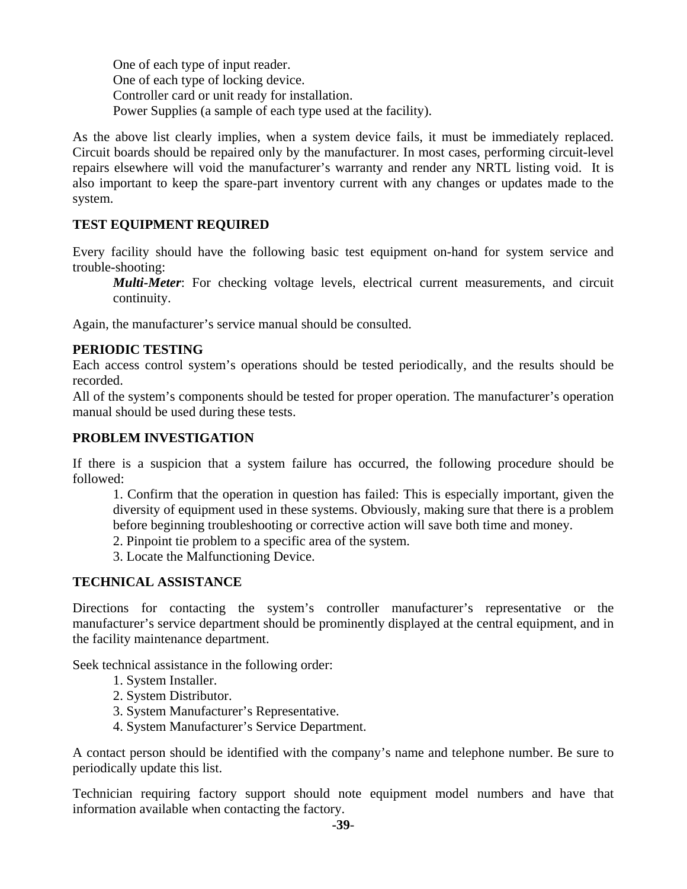One of each type of input reader.
One of each type of locking device.
Controller card or unit ready for installation.
Power Supplies (a sample of each type used at the facility).

As the above list clearly implies, when a system device fails, it must be immediately replaced. Circuit boards should be repaired only by the manufacturer. In most cases, performing circuit-level repairs elsewhere will void the manufacturer's warranty and render any NRTL listing void. It is also important to keep the spare-part inventory current with any changes or updates made to the system.

**TEST EQUIPMENT REQUIRED**

Every facility should have the following basic test equipment on-hand for system service and trouble-shooting:

***Multi-Meter***: For checking voltage levels, electrical current measurements, and circuit continuity.

Again, the manufacturer's service manual should be consulted.

**PERIODIC TESTING**

Each access control system's operations should be tested periodically, and the results should be recorded.

All of the system's components should be tested for proper operation. The manufacturer's operation manual should be used during these tests.

**PROBLEM INVESTIGATION**

If there is a suspicion that a system failure has occurred, the following procedure should be followed:

1. Confirm that the operation in question has failed: This is especially important, given the diversity of equipment used in these systems. Obviously, making sure that there is a problem before beginning troubleshooting or corrective action will save both time and money.
2. Pinpoint tie problem to a specific area of the system.
3. Locate the Malfunctioning Device.

**TECHNICAL ASSISTANCE**

Directions for contacting the system's controller manufacturer's representative or the manufacturer's service department should be prominently displayed at the central equipment, and in the facility maintenance department.

Seek technical assistance in the following order:

1. System Installer.
2. System Distributor.
3. System Manufacturer's Representative.
4. System Manufacturer's Service Department.

A contact person should be identified with the company's name and telephone number. Be sure to periodically update this list.

Technician requiring factory support should note equipment model numbers and have that information available when contacting the factory.